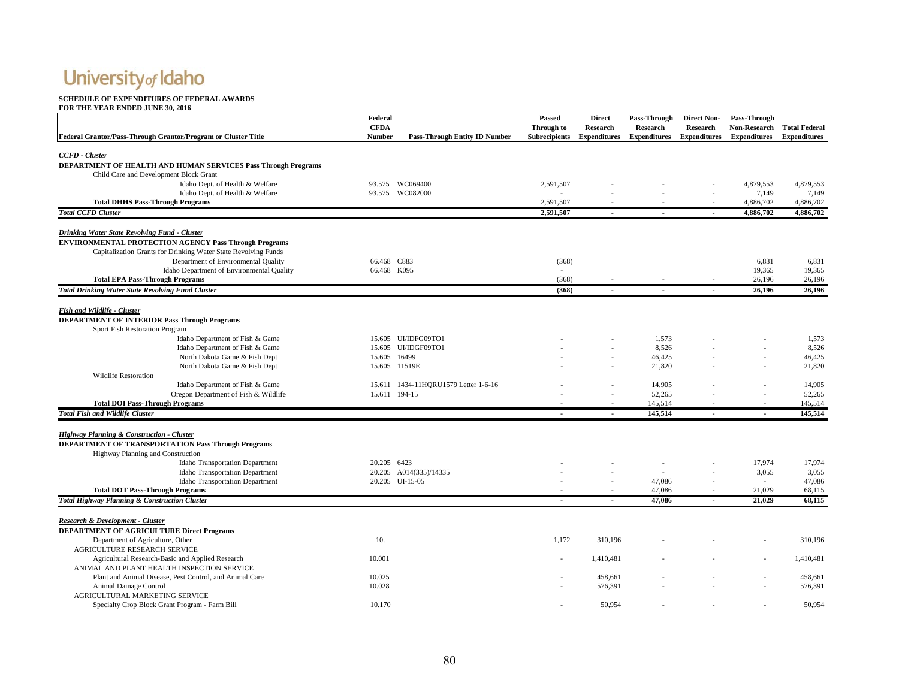University of Idaho

**SCHEDULE OF EXPENDITURES OF FEDERAL AWARDS**
**FOR THE YEAR ENDED JUNE 30, 2016**

| Federal Grantor/Pass-Through Grantor/Program or Cluster Title | Federal CFDA Number | Pass-Through Entity ID Number | Passed Through to Subrecipients | Direct Research Expenditures | Pass-Through Research Expenditures | Direct Non-Research Expenditures | Pass-Through Non-Research Expenditures | Total Federal Expenditures |
|---|---|---|---|---|---|---|---|---|
| ***CCFD - Cluster*** | | | | | | | | |
| **DEPARTMENT OF HEALTH AND HUMAN SERVICES Pass Through Programs** | | | | | | | | |
| Child Care and Development Block Grant | | | | | | | | |
| Idaho Dept. of Health & Welfare | 93.575 | WC069400 | 2,591,507 | - | - | - | 4,879,553 | 4,879,553 |
| Idaho Dept. of Health & Welfare | 93.575 | WC082000 | - | - | - | - | 7,149 | 7,149 |
| **Total DHHS Pass-Through Programs** | | | 2,591,507 | - | - | - | 4,886,702 | 4,886,702 |
| ***Total CCFD Cluster*** | | | **2,591,507** | **-** | **-** | **-** | **4,886,702** | **4,886,702** |
| ***Drinking Water State Revolving Fund - Cluster*** | | | | | | | | |
| **ENVIRONMENTAL PROTECTION AGENCY Pass Through Programs** | | | | | | | | |
| Capitalization Grants for Drinking Water State Revolving Funds | | | | | | | | |
| Department of Environmental Quality | 66.468 | C883 | (368) | | | | 6,831 | 6,831 |
| Idaho Department of Environmental Quality | 66.468 | K095 | - | | | | 19,365 | 19,365 |
| **Total EPA Pass-Through Programs** | | | (368) | - | - | - | 26,196 | 26,196 |
| ***Total Drinking Water State Revolving Fund Cluster*** | | | **(368)** | **-** | **-** | **-** | **26,196** | **26,196** |
| ***Fish and Wildlife - Cluster*** | | | | | | | | |
| **DEPARTMENT OF INTERIOR Pass Through Programs** | | | | | | | | |
| Sport Fish Restoration Program | | | | | | | | |
| Idaho Department of Fish & Game | 15.605 | UI/IDFG09TO1 | - | - | 1,573 | - | - | 1,573 |
| Idaho Department of Fish & Game | 15.605 | UI/IDGF09TO1 | - | - | 8,526 | - | - | 8,526 |
| North Dakota Game & Fish Dept | 15.605 | 16499 | - | - | 46,425 | - | - | 46,425 |
| North Dakota Game & Fish Dept | 15.605 | 11519E | - | - | 21,820 | - | - | 21,820 |
| Wildlife Restoration | | | | | | | | |
| Idaho Department of Fish & Game | 15.611 | 1434-11HQRU1579 Letter 1-6-16 | - | - | 14,905 | - | - | 14,905 |
| Oregon Department of Fish & Wildlife | 15.611 | 194-15 | - | - | 52,265 | - | - | 52,265 |
| **Total DOI Pass-Through Programs** | | | - | - | 145,514 | - | - | 145,514 |
| ***Total Fish and Wildlife Cluster*** | | | **-** | **-** | **145,514** | **-** | **-** | **145,514** |
| ***Highway Planning & Construction - Cluster*** | | | | | | | | |
| **DEPARTMENT OF TRANSPORTATION Pass Through Programs** | | | | | | | | |
| Highway Planning and Construction | | | | | | | | |
| Idaho Transportation Department | 20.205 | 6423 | - | - | - | - | 17,974 | 17,974 |
| Idaho Transportation Department | 20.205 | A014(335)/14335 | - | - | - | - | 3,055 | 3,055 |
| Idaho Transportation Department | 20.205 | UI-15-05 | - | - | 47,086 | - | - | 47,086 |
| **Total DOT Pass-Through Programs** | | | - | - | 47,086 | - | 21,029 | 68,115 |
| ***Total Highway Planning & Construction Cluster*** | | | **-** | **-** | **47,086** | **-** | **21,029** | **68,115** |
| ***Research & Development - Cluster*** | | | | | | | | |
| **DEPARTMENT OF AGRICULTURE Direct Programs** | | | | | | | | |
| Department of Agriculture, Other | 10. | | 1,172 | 310,196 | - | - | - | 310,196 |
| AGRICULTURE RESEARCH SERVICE | | | | | | | | |
| Agricultural Research-Basic and Applied Research | 10.001 | | - | 1,410,481 | - | - | - | 1,410,481 |
| ANIMAL AND PLANT HEALTH INSPECTION SERVICE | | | | | | | | |
| Plant and Animal Disease, Pest Control, and Animal Care | 10.025 | | - | 458,661 | - | - | - | 458,661 |
| Animal Damage Control | 10.028 | | - | 576,391 | - | - | - | 576,391 |
| AGRICULTURAL MARKETING SERVICE | | | | | | | | |
| Specialty Crop Block Grant Program - Farm Bill | 10.170 | | - | 50,954 | - | - | - | 50,954 |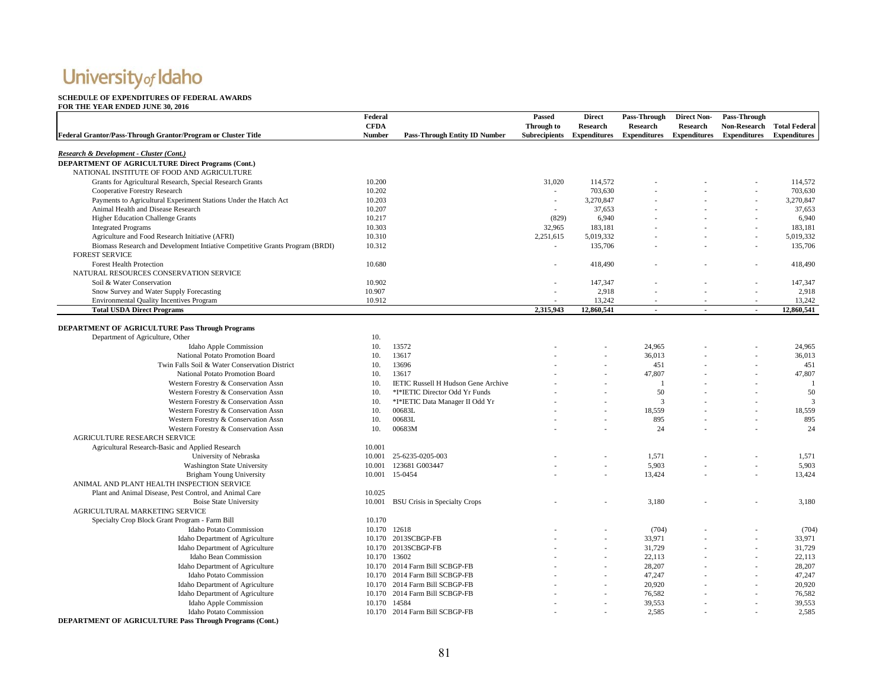# University of Idaho

**SCHEDULE OF EXPENDITURES OF FEDERAL AWARDS**
**FOR THE YEAR ENDED JUNE 30, 2016**

| Federal Grantor/Pass-Through Grantor/Program or Cluster Title | Federal CFDA Number | Pass-Through Entity ID Number | Passed Through to Subrecipients | Direct Research Expenditures | Pass-Through Research Expenditures | Direct Non-Research Expenditures | Pass-Through Non-Research Expenditures | Total Federal Expenditures |
|---|---|---|---|---|---|---|---|---|
| ***Research & Development - Cluster (Cont.)*** | | | | | | | | |
| **DEPARTMENT OF AGRICULTURE Direct Programs (Cont.)** | | | | | | | | |
| NATIONAL INSTITUTE OF FOOD AND AGRICULTURE | | | | | | | | |
| Grants for Agricultural Research, Special Research Grants | 10.200 | | 31,020 | 114,572 | - | - | - | 114,572 |
| Cooperative Forestry Research | 10.202 | | - | 703,630 | - | - | - | 703,630 |
| Payments to Agricultural Experiment Stations Under the Hatch Act | 10.203 | | - | 3,270,847 | - | - | - | 3,270,847 |
| Animal Health and Disease Research | 10.207 | | - | 37,653 | - | - | - | 37,653 |
| Higher Education Challenge Grants | 10.217 | | (829) | 6,940 | - | - | - | 6,940 |
| Integrated Programs | 10.303 | | 32,965 | 183,181 | - | - | - | 183,181 |
| Agriculture and Food Research Initiative (AFRI) | 10.310 | | 2,251,615 | 5,019,332 | - | - | - | 5,019,332 |
| Biomass Research and Development Intiative Competitive Grants Program (BRDI) | 10.312 | | - | 135,706 | - | - | - | 135,706 |
| FOREST SERVICE | | | | | | | | |
| Forest Health Protection | 10.680 | | - | 418,490 | - | - | - | 418,490 |
| NATURAL RESOURCES CONSERVATION SERVICE | | | | | | | | |
| Soil & Water Conservation | 10.902 | | - | 147,347 | - | - | - | 147,347 |
| Snow Survey and Water Supply Forecasting | 10.907 | | - | 2,918 | - | - | - | 2,918 |
| Environmental Quality Incentives Program | 10.912 | | - | 13,242 | - | - | - | 13,242 |
| **Total USDA Direct Programs** | | | **2,315,943** | **12,860,541** | **-** | **-** | **-** | **12,860,541** |
| | | | | | | | | |
| **DEPARTMENT OF AGRICULTURE Pass Through Programs** | | | | | | | | |
| Department of Agriculture, Other | 10. | | | | | | | |
| Idaho Apple Commission | 10. | 13572 | - | - | 24,965 | - | - | 24,965 |
| National Potato Promotion Board | 10. | 13617 | - | - | 36,013 | - | - | 36,013 |
| Twin Falls Soil & Water Conservation District | 10. | 13696 | - | - | 451 | - | - | 451 |
| National Potato Promotion Board | 10. | 13617 | - | - | 47,807 | - | - | 47,807 |
| Western Forestry & Conservation Assn | 10. | IETIC Russell H Hudson Gene Archive | - | - | 1 | - | - | 1 |
| Western Forestry & Conservation Assn | 10. | *I*IETIC Director Odd Yr Funds | - | - | 50 | - | - | 50 |
| Western Forestry & Conservation Assn | 10. | *I*IETIC Data Manager II Odd Yr | - | - | 3 | - | - | 3 |
| Western Forestry & Conservation Assn | 10. | 00683L | - | - | 18,559 | - | - | 18,559 |
| Western Forestry & Conservation Assn | 10. | 00683L | - | - | 895 | - | - | 895 |
| Western Forestry & Conservation Assn | 10. | 00683M | - | - | 24 | - | - | 24 |
| AGRICULTURE RESEARCH SERVICE | | | | | | | | |
| Agricultural Research-Basic and Applied Research | 10.001 | | | | | | | |
| University of Nebraska | 10.001 | 25-6235-0205-003 | - | - | 1,571 | - | - | 1,571 |
| Washington State University | 10.001 | 123681 G003447 | - | - | 5,903 | - | - | 5,903 |
| Brigham Young University | 10.001 | 15-0454 | - | - | 13,424 | - | - | 13,424 |
| ANIMAL AND PLANT HEALTH INSPECTION SERVICE | | | | | | | | |
| Plant and Animal Disease, Pest Control, and Animal Care | 10.025 | | | | | | | |
| Boise State University | 10.001 | BSU Crisis in Specialty Crops | - | - | 3,180 | - | - | 3,180 |
| AGRICULTURAL MARKETING SERVICE | | | | | | | | |
| Specialty Crop Block Grant Program - Farm Bill | 10.170 | | | | | | | |
| Idaho Potato Commission | 10.170 | 12618 | - | - | (704) | - | - | (704) |
| Idaho Department of Agriculture | 10.170 | 2013SCBGP-FB | - | - | 33,971 | - | - | 33,971 |
| Idaho Department of Agriculture | 10.170 | 2013SCBGP-FB | - | - | 31,729 | - | - | 31,729 |
| Idaho Bean Commission | 10.170 | 13602 | - | - | 22,113 | - | - | 22,113 |
| Idaho Department of Agriculture | 10.170 | 2014 Farm Bill SCBGP-FB | - | - | 28,207 | - | - | 28,207 |
| Idaho Potato Commission | 10.170 | 2014 Farm Bill SCBGP-FB | - | - | 47,247 | - | - | 47,247 |
| Idaho Department of Agriculture | 10.170 | 2014 Farm Bill SCBGP-FB | - | - | 20,920 | - | - | 20,920 |
| Idaho Department of Agriculture | 10.170 | 2014 Farm Bill SCBGP-FB | - | - | 76,582 | - | - | 76,582 |
| Idaho Apple Commission | 10.170 | 14584 | - | - | 39,553 | - | - | 39,553 |
| Idaho Potato Commission | 10.170 | 2014 Farm Bill SCBGP-FB | - | - | 2,585 | - | - | 2,585 |
| **DEPARTMENT OF AGRICULTURE Pass Through Programs (Cont.)** | | | | | | | | |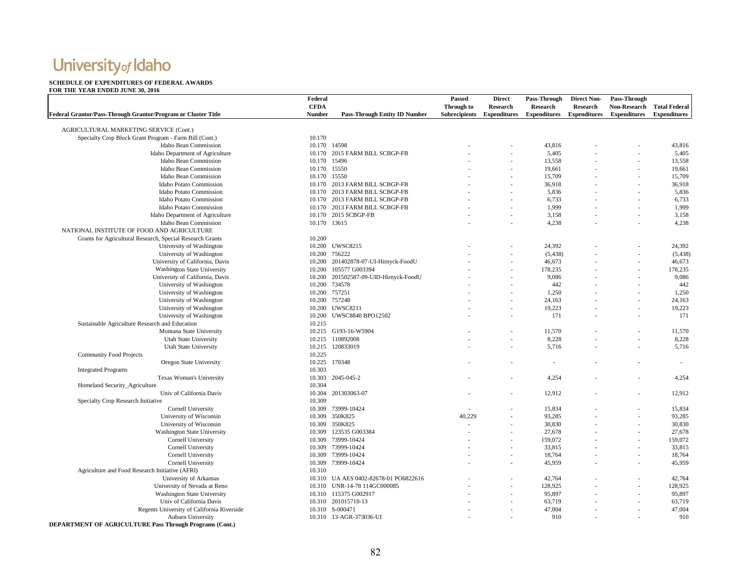University of Idaho

**SCHEDULE OF EXPENDITURES OF FEDERAL AWARDS**
**FOR THE YEAR ENDED JUNE 30, 2016**

| Federal Grantor/Pass-Through Grantor/Program or Cluster Title | Federal CFDA Number | Pass-Through Entity ID Number | Passed Through to Subrecipients | Direct Research Expenditures | Pass-Through Research Expenditures | Direct Non-Research Expenditures | Pass-Through Non-Research Expenditures | Total Federal Expenditures |
|---|---|---|---|---|---|---|---|---|
| AGRICULTURAL MARKETING SERVICE (Cont.) | | | | | | | | |
| Specialty Crop Block Grant Program - Farm Bill (Cont.) | 10.170 | | | | | | | |
| Idaho Bean Commission | 10.170 | 14598 | - | - | 43,816 | - | - | 43,816 |
| Idaho Department of Agriculture | 10.170 | 2015 FARM BILL SCBGP-FB | - | - | 5,405 | - | - | 5,405 |
| Idaho Bean Commission | 10.170 | 15496 | - | - | 13,558 | - | - | 13,558 |
| Idaho Bean Commission | 10.170 | 15550 | - | - | 19,661 | - | - | 19,661 |
| Idaho Bean Commission | 10.170 | 15550 | - | - | 15,709 | - | - | 15,709 |
| Idaho Potato Commission | 10.170 | 2013 FARM BILL SCBGP-FB | - | - | 36,918 | - | - | 36,918 |
| Idaho Potato Commission | 10.170 | 2013 FARM BILL SCBGP-FB | - | - | 5,836 | - | - | 5,836 |
| Idaho Potato Commission | 10.170 | 2013 FARM BILL SCBGP-FB | - | - | 6,733 | - | - | 6,733 |
| Idaho Potato Commission | 10.170 | 2013 FARM BILL SCBGP-FB | - | - | 1,999 | - | - | 1,999 |
| Idaho Department of Agriculture | 10.170 | 2015 SCBGP-FB | - | - | 3,158 | - | - | 3,158 |
| Idaho Bean Commission | 10.170 | 13615 | - | - | 4,238 | - | - | 4,238 |
| NATIONAL INSTITUTE OF FOOD AND AGRICULTURE | | | | | | | | |
| Grants for Agricultural Research, Special Research Grants | 10.200 | | | | | | | |
| University of Washington | 10.200 | UWSC8215 | - | - | 24,392 | - | - | 24,392 |
| University of Washington | 10.200 | 756222 | - | - | (5,438) | - | - | (5,438) |
| University of California, Davis | 10.200 | 201402878-07-UI-Hirnyck-FoodU | - | - | 46,673 | - | - | 46,673 |
| Washington State University | 10.200 | 105577 G003394 | - | - | 178,235 | - | - | 178,235 |
| University of California, Davis | 10.200 | 201502587-09-UID-Hirnyck-FoodU | - | - | 9,086 | - | - | 9,086 |
| University of Washington | 10.200 | 734578 | - | - | 442 | - | - | 442 |
| University of Washington | 10.200 | 757251 | - | - | 1,250 | - | - | 1,250 |
| University of Washington | 10.200 | 757248 | - | - | 24,163 | - | - | 24,163 |
| University of Washington | 10.200 | UWSC8211 | - | - | 19,223 | - | - | 19,223 |
| University of Washington | 10.200 | UWSC8840 BPO12502 | - | - | 171 | - | - | 171 |
| Sustainable Agriculture Research and Education | 10.215 | | | | | | | |
| Montana State University | 10.215 | G193-16-W5904 | - | - | 11,570 | - | - | 11,570 |
| Utah State University | 10.215 | 110892008 | - | - | 8,228 | - | - | 8,228 |
| Utah State University | 10.215 | 120833019 | - | - | 5,716 | - | - | 5,716 |
| Community Food Projects | 10.225 | | | | | | | |
| Oregon State University | 10.225 | 170348 | - | - | - | - | - | - |
| Integrated Programs | 10.303 | | | | | | | |
| Texas Woman's University | 10.303 | 2045-045-2 | - | - | 4,254 | - | - | 4,254 |
| Homeland Security_Agriculture | 10.304 | | | | | | | |
| Univ of California Davis | 10.304 | 201303063-07 | - | - | 12,912 | - | - | 12,912 |
| Specialty Crop Research Initiative | 10.309 | | | | | | | |
| Cornell University | 10.309 | 73999-10424 | - | - | 15,834 | - | - | 15,834 |
| University of Wisconsin | 10.309 | 350K825 | 40,229 | - | 93,285 | - | - | 93,285 |
| University of Wisconsin | 10.309 | 350K825 | - | - | 30,830 | - | - | 30,830 |
| Washington State University | 10.309 | 123535 G003384 | - | - | 27,678 | - | - | 27,678 |
| Cornell University | 10.309 | 73999-10424 | - | - | 159,072 | - | - | 159,072 |
| Cornell University | 10.309 | 73999-10424 | - | - | 33,815 | - | - | 33,815 |
| Cornell University | 10.309 | 73999-10424 | - | - | 18,764 | - | - | 18,764 |
| Cornell University | 10.309 | 73999-10424 | - | - | 45,959 | - | - | 45,959 |
| Agriculture and Food Research Initiative (AFRI) | 10.310 | | | | | | | |
| University of Arkansas | 10.310 | UA AES 0402-82678-01 PO6822616 | - | - | 42,764 | - | - | 42,764 |
| University of Nevada at Reno | 10.310 | UNR-14-78 114GC000085 | - | - | 128,925 | - | - | 128,925 |
| Washington State University | 10.310 | 115375 G002917 | - | - | 95,897 | - | - | 95,897 |
| Univ of California Davis | 10.310 | 201015718-13 | - | - | 63,719 | - | - | 63,719 |
| Regents University of California Riverside | 10.310 | S-000471 | - | - | 47,004 | - | - | 47,004 |
| Auburn University | 10.310 | 13-AGR-373036-UI | - | - | 910 | - | - | 910 |

**DEPARTMENT OF AGRICULTURE Pass Through Programs (Cont.)**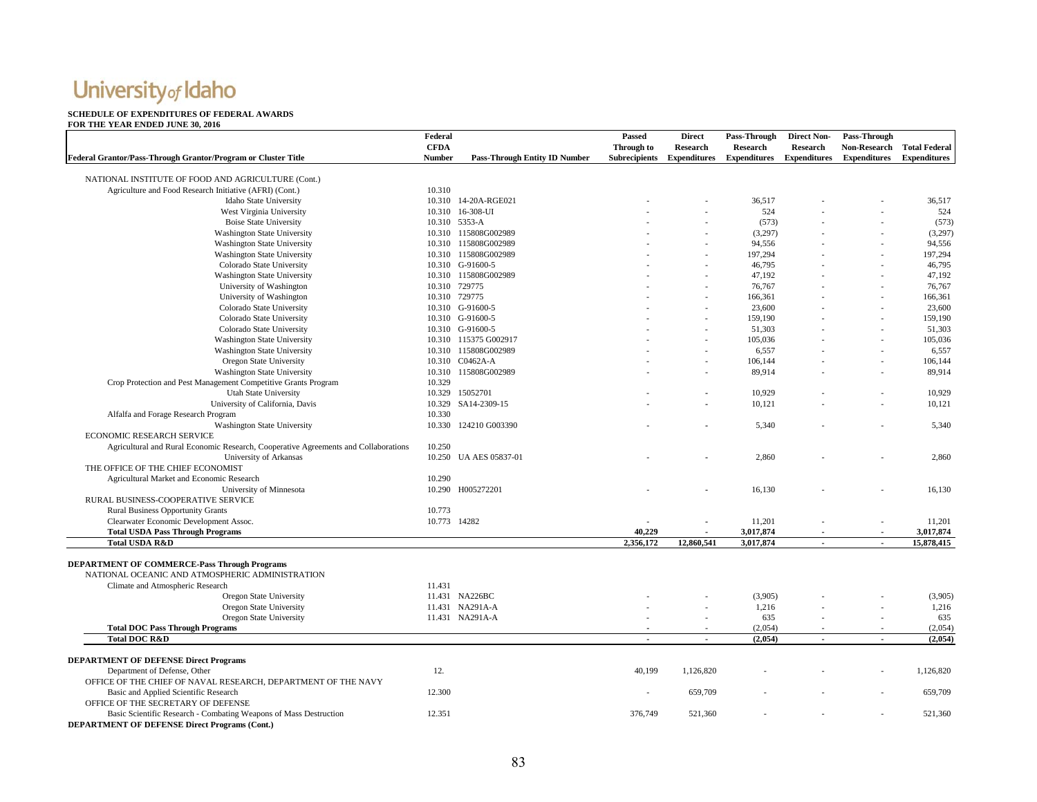# University of Idaho

**SCHEDULE OF EXPENDITURES OF FEDERAL AWARDS**
**FOR THE YEAR ENDED JUNE 30, 2016**

| Federal Grantor/Pass-Through Grantor/Program or Cluster Title | Federal CFDA Number | Pass-Through Entity ID Number | Passed Through to Subrecipients | Direct Research Expenditures | Pass-Through Research Expenditures | Direct Non-Research Expenditures | Pass-Through Non-Research Expenditures | Total Federal Expenditures |
|---|---|---|---|---|---|---|---|---|
| NATIONAL INSTITUTE OF FOOD AND AGRICULTURE (Cont.) | | | | | | | | |
| Agriculture and Food Research Initiative (AFRI) (Cont.) | 10.310 | | | | | | | |
| Idaho State University | 10.310 | 14-20A-RGE021 | - | - | 36,517 | - | - | 36,517 |
| West Virginia University | 10.310 | 16-308-UI | - | - | 524 | - | - | 524 |
| Boise State University | 10.310 | 5353-A | - | - | (573) | - | - | (573) |
| Washington State University | 10.310 | 115808G002989 | - | - | (3,297) | - | - | (3,297) |
| Washington State University | 10.310 | 115808G002989 | - | - | 94,556 | - | - | 94,556 |
| Washington State University | 10.310 | 115808G002989 | - | - | 197,294 | - | - | 197,294 |
| Colorado State University | 10.310 | G-91600-5 | - | - | 46,795 | - | - | 46,795 |
| Washington State University | 10.310 | 115808G002989 | - | - | 47,192 | - | - | 47,192 |
| University of Washington | 10.310 | 729775 | - | - | 76,767 | - | - | 76,767 |
| University of Washington | 10.310 | 729775 | - | - | 166,361 | - | - | 166,361 |
| Colorado State University | 10.310 | G-91600-5 | - | - | 23,600 | - | - | 23,600 |
| Colorado State University | 10.310 | G-91600-5 | - | - | 159,190 | - | - | 159,190 |
| Colorado State University | 10.310 | G-91600-5 | - | - | 51,303 | - | - | 51,303 |
| Washington State University | 10.310 | 115375 G002917 | - | - | 105,036 | - | - | 105,036 |
| Washington State University | 10.310 | 115808G002989 | - | - | 6,557 | - | - | 6,557 |
| Oregon State University | 10.310 | C0462A-A | - | - | 106,144 | - | - | 106,144 |
| Washington State University | 10.310 | 115808G002989 | - | - | 89,914 | - | - | 89,914 |
| Crop Protection and Pest Management Competitive Grants Program | 10.329 | | | | | | | |
| Utah State University | 10.329 | 15052701 | - | - | 10,929 | - | - | 10,929 |
| University of California, Davis | 10.329 | SA14-2309-15 | - | - | 10,121 | - | - | 10,121 |
| Alfalfa and Forage Research Program | 10.330 | | | | | | | |
| Washington State University | 10.330 | 124210 G003390 | - | - | 5,340 | - | - | 5,340 |
| ECONOMIC RESEARCH SERVICE | | | | | | | | |
| Agricultural and Rural Economic Research, Cooperative Agreements and Collaborations | 10.250 | | | | | | | |
| University of Arkansas | 10.250 | UA AES 05837-01 | - | - | 2,860 | - | - | 2,860 |
| THE OFFICE OF THE CHIEF ECONOMIST | | | | | | | | |
| Agricultural Market and Economic Research | 10.290 | | | | | | | |
| University of Minnesota | 10.290 | H005272201 | - | - | 16,130 | - | - | 16,130 |
| RURAL BUSINESS-COOPERATIVE SERVICE | | | | | | | | |
| Rural Business Opportunity Grants | 10.773 | | | | | | | |
| Clearwater Economic Development Assoc. | 10.773 | 14282 | - | - | 11,201 | - | - | 11,201 |
| **Total USDA Pass Through Programs** | | | **40,229** | **-** | **3,017,874** | **-** | **-** | **3,017,874** |
| **Total USDA R&D** | | | **2,356,172** | **12,860,541** | **3,017,874** | **-** | **-** | **15,878,415** |
| | | | | | | | | |
| **DEPARTMENT OF COMMERCE-Pass Through Programs** | | | | | | | | |
| NATIONAL OCEANIC AND ATMOSPHERIC ADMINISTRATION | | | | | | | | |
| Climate and Atmospheric Research | 11.431 | | | | | | | |
| Oregon State University | 11.431 | NA226BC | - | - | (3,905) | - | - | (3,905) |
| Oregon State University | 11.431 | NA291A-A | - | - | 1,216 | - | - | 1,216 |
| Oregon State University | 11.431 | NA291A-A | - | - | 635 | - | - | 635 |
| **Total DOC Pass Through Programs** | | | **-** | **-** | **(2,054)** | **-** | **-** | **(2,054)** |
| **Total DOC R&D** | | | **-** | **-** | **(2,054)** | **-** | **-** | **(2,054)** |
| | | | | | | | | |
| **DEPARTMENT OF DEFENSE Direct Programs** | | | | | | | | |
| Department of Defense, Other | 12. | | 40,199 | 1,126,820 | - | - | - | 1,126,820 |
| OFFICE OF THE CHIEF OF NAVAL RESEARCH, DEPARTMENT OF THE NAVY | | | | | | | | |
| Basic and Applied Scientific Research | 12.300 | | - | 659,709 | - | - | - | 659,709 |
| OFFICE OF THE SECRETARY OF DEFENSE | | | | | | | | |
| Basic Scientific Research - Combating Weapons of Mass Destruction | 12.351 | | 376,749 | 521,360 | - | - | - | 521,360 |
| **DEPARTMENT OF DEFENSE Direct Programs (Cont.)** | | | | | | | | |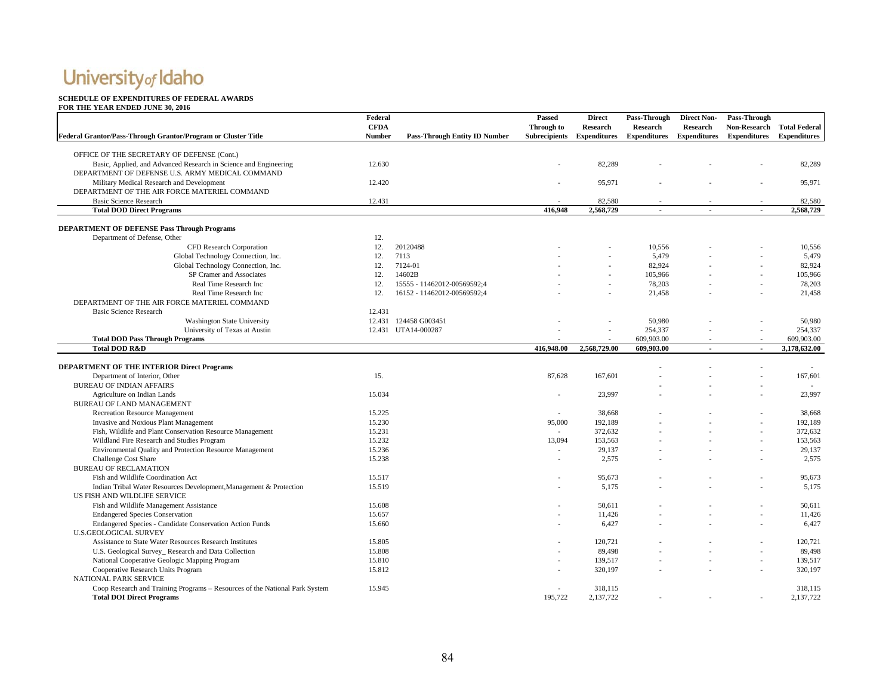University of Idaho

**SCHEDULE OF EXPENDITURES OF FEDERAL AWARDS**
**FOR THE YEAR ENDED JUNE 30, 2016**

| Federal Grantor/Pass-Through Grantor/Program or Cluster Title | Federal CFDA Number | Pass-Through Entity ID Number | Passed Through to Subrecipients | Direct Research Expenditures | Pass-Through Research Expenditures | Direct Non-Research Expenditures | Pass-Through Non-Research Expenditures | Total Federal Expenditures |
|---|---|---|---|---|---|---|---|---|
| OFFICE OF THE SECRETARY OF DEFENSE (Cont.) | | | | | | | | |
| Basic, Applied, and Advanced Research in Science and Engineering | 12.630 | | - | 82,289 | - | - | - | 82,289 |
| DEPARTMENT OF DEFENSE U.S. ARMY MEDICAL COMMAND | | | | | | | | |
| Military Medical Research and Development | 12.420 | | - | 95,971 | - | - | - | 95,971 |
| DEPARTMENT OF THE AIR FORCE MATERIEL COMMAND | | | | | | | | |
| Basic Science Research | 12.431 | | - | 82,580 | - | - | - | 82,580 |
| **Total DOD Direct Programs** | | | **416,948** | **2,568,729** | **-** | **-** | **-** | **2,568,729** |
| **DEPARTMENT OF DEFENSE Pass Through Programs** | | | | | | | | |
| Department of Defense, Other | 12. | | | | | | | |
| CFD Research Corporation | 12. | 20120488 | - | - | 10,556 | - | - | 10,556 |
| Global Technology Connection, Inc. | 12. | 7113 | - | - | 5,479 | - | - | 5,479 |
| Global Technology Connection, Inc. | 12. | 7124-01 | - | - | 82,924 | - | - | 82,924 |
| SP Cramer and Associates | 12. | 14602B | - | - | 105,966 | - | - | 105,966 |
| Real Time Research Inc | 12. | 15555 - 11462012-00569592;4 | - | - | 78,203 | - | - | 78,203 |
| Real Time Research Inc | 12. | 16152 - 11462012-00569592;4 | - | - | 21,458 | - | - | 21,458 |
| DEPARTMENT OF THE AIR FORCE MATERIEL COMMAND | | | | | | | | |
| Basic Science Research | 12.431 | | | | | | | |
| Washington State University | 12.431 | 124458 G003451 | - | - | 50,980 | - | - | 50,980 |
| University of Texas at Austin | 12.431 | UTA14-000287 | - | - | 254,337 | - | - | 254,337 |
| **Total DOD Pass Through Programs** | | | - | - | 609,903.00 | - | - | 609,903.00 |
| **Total DOD R&D** | | | **416,948.00** | **2,568,729.00** | **609,903.00** | **-** | **-** | **3,178,632.00** |
| **DEPARTMENT OF THE INTERIOR Direct Programs** | | | | | - | - | - | - |
| Department of Interior, Other | 15. | | 87,628 | 167,601 | - | - | - | 167,601 |
| BUREAU OF INDIAN AFFAIRS | | | | | - | - | - | - |
| Agriculture on Indian Lands | 15.034 | | - | 23,997 | - | - | - | 23,997 |
| BUREAU OF LAND MANAGEMENT | | | | | | | | |
| Recreation Resource Management | 15.225 | | - | 38,668 | - | - | - | 38,668 |
| Invasive and Noxious Plant Management | 15.230 | | 95,000 | 192,189 | - | - | - | 192,189 |
| Fish, Wildlife and Plant Conservation Resource Management | 15.231 | | - | 372,632 | - | - | - | 372,632 |
| Wildland Fire Research and Studies Program | 15.232 | | 13,094 | 153,563 | - | - | - | 153,563 |
| Environmental Quality and Protection Resource Management | 15.236 | | - | 29,137 | - | - | - | 29,137 |
| Challenge Cost Share | 15.238 | | - | 2,575 | - | - | - | 2,575 |
| BUREAU OF RECLAMATION | | | | | | | | |
| Fish and Wildlife Coordination Act | 15.517 | | - | 95,673 | - | - | - | 95,673 |
| Indian Tribal Water Resources Development,Management & Protection | 15.519 | | - | 5,175 | - | - | - | 5,175 |
| US FISH AND WILDLIFE SERVICE | | | | | | | | |
| Fish and Wildlife Management Assistance | 15.608 | | - | 50,611 | - | - | - | 50,611 |
| Endangered Species Conservation | 15.657 | | - | 11,426 | - | - | - | 11,426 |
| Endangered Species - Candidate Conservation Action Funds | 15.660 | | - | 6,427 | - | - | - | 6,427 |
| U.S.GEOLOGICAL SURVEY | | | | | | | | |
| Assistance to State Water Resources Research Institutes | 15.805 | | - | 120,721 | - | - | - | 120,721 |
| U.S. Geological Survey_ Research and Data Collection | 15.808 | | - | 89,498 | - | - | - | 89,498 |
| National Cooperative Geologic Mapping Program | 15.810 | | - | 139,517 | - | - | - | 139,517 |
| Cooperative Research Units Program | 15.812 | | - | 320,197 | - | - | - | 320,197 |
| NATIONAL PARK SERVICE | | | | | | | | |
| Coop Research and Training Programs – Resources of the National Park System | 15.945 | | - | 318,115 | | | | 318,115 |
| **Total DOI Direct Programs** | | | 195,722 | 2,137,722 | - | - | - | 2,137,722 |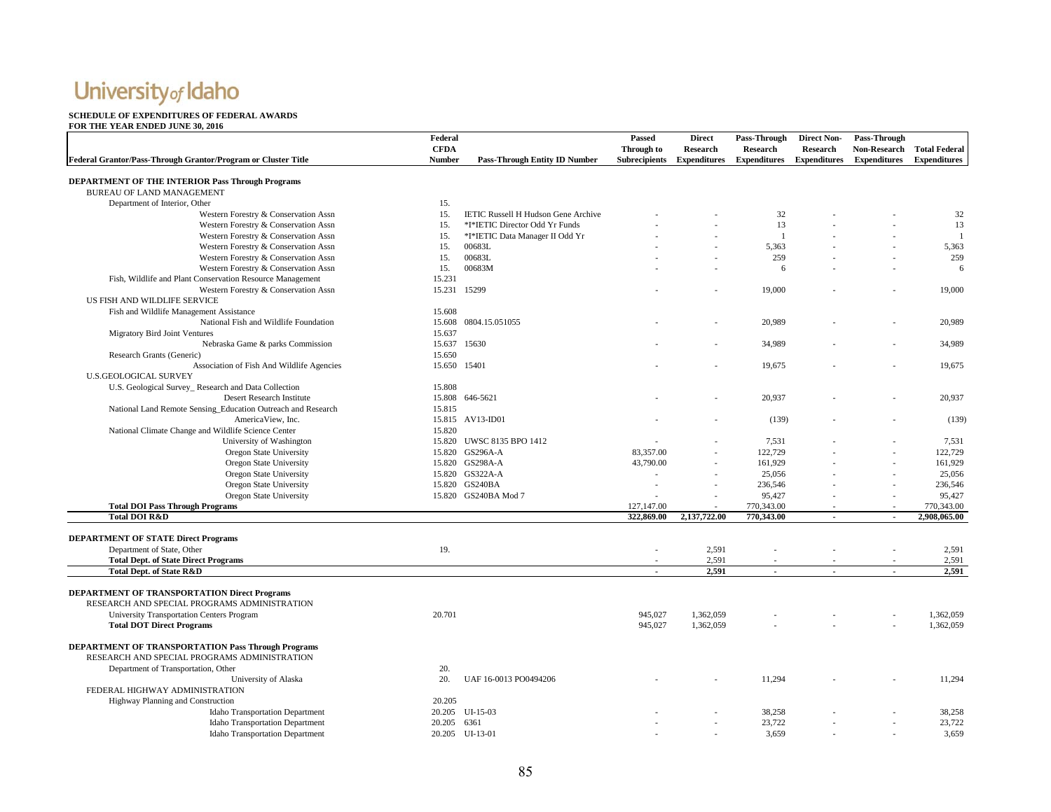# University of Idaho

**SCHEDULE OF EXPENDITURES OF FEDERAL AWARDS**
**FOR THE YEAR ENDED JUNE 30, 2016**

| Federal Grantor/Pass-Through Grantor/Program or Cluster Title | Federal CFDA Number | Pass-Through Entity ID Number | Passed Through to Subrecipients | Direct Research Expenditures | Pass-Through Research Expenditures | Direct Non-Research Expenditures | Pass-Through Non-Research Expenditures | Total Federal Expenditures |
|---|---|---|---|---|---|---|---|---|
| **DEPARTMENT OF THE INTERIOR Pass Through Programs** | | | | | | | | |
| BUREAU OF LAND MANAGEMENT | | | | | | | | |
| Department of Interior, Other | 15. | | | | | | | |
| Western Forestry & Conservation Assn | 15. | IETIC Russell H Hudson Gene Archive | - | - | 32 | - | - | 32 |
| Western Forestry & Conservation Assn | 15. | *I*IETIC Director Odd Yr Funds | - | - | 13 | - | - | 13 |
| Western Forestry & Conservation Assn | 15. | *I*IETIC Data Manager II Odd Yr | - | - | 1 | - | - | 1 |
| Western Forestry & Conservation Assn | 15. | 00683L | - | - | 5,363 | - | - | 5,363 |
| Western Forestry & Conservation Assn | 15. | 00683L | - | - | 259 | - | - | 259 |
| Western Forestry & Conservation Assn | 15. | 00683M | - | - | 6 | - | - | 6 |
| Fish, Wildlife and Plant Conservation Resource Management | 15.231 | | | | | | | |
| Western Forestry & Conservation Assn | 15.231 | 15299 | - | - | 19,000 | - | - | 19,000 |
| US FISH AND WILDLIFE SERVICE | | | | | | | | |
| Fish and Wildlife Management Assistance | 15.608 | | | | | | | |
| National Fish and Wildlife Foundation | 15.608 | 0804.15.051055 | - | - | 20,989 | - | - | 20,989 |
| Migratory Bird Joint Ventures | 15.637 | | | | | | | |
| Nebraska Game & parks Commission | 15.637 | 15630 | - | - | 34,989 | - | - | 34,989 |
| Research Grants (Generic) | 15.650 | | | | | | | |
| Association of Fish And Wildlife Agencies | 15.650 | 15401 | - | - | 19,675 | - | - | 19,675 |
| U.S.GEOLOGICAL SURVEY | | | | | | | | |
| U.S. Geological Survey_ Research and Data Collection | 15.808 | | | | | | | |
| Desert Research Institute | 15.808 | 646-5621 | - | - | 20,937 | - | - | 20,937 |
| National Land Remote Sensing_Education Outreach and Research | 15.815 | | | | | | | |
| AmericaView, Inc. | 15.815 | AV13-ID01 | - | - | (139) | - | - | (139) |
| National Climate Change and Wildlife Science Center | 15.820 | | | | | | | |
| University of Washington | 15.820 | UWSC 8135 BPO 1412 | - | - | 7,531 | - | - | 7,531 |
| Oregon State University | 15.820 | GS296A-A | 83,357.00 | - | 122,729 | - | - | 122,729 |
| Oregon State University | 15.820 | GS298A-A | 43,790.00 | - | 161,929 | - | - | 161,929 |
| Oregon State University | 15.820 | GS322A-A | - | - | 25,056 | - | - | 25,056 |
| Oregon State University | 15.820 | GS240BA | - | - | 236,546 | - | - | 236,546 |
| Oregon State University | 15.820 | GS240BA Mod 7 | - | - | 95,427 | - | - | 95,427 |
| **Total DOI Pass Through Programs** | | | 127,147.00 | - | 770,343.00 | - | - | 770,343.00 |
| **Total DOI R&D** | | | **322,869.00** | **2,137,722.00** | **770,343.00** | **-** | **-** | **2,908,065.00** |
| | | | | | | | | |
| **DEPARTMENT OF STATE Direct Programs** | | | | | | | | |
| Department of State, Other | 19. | | - | 2,591 | - | - | - | 2,591 |
| **Total Dept. of State Direct Programs** | | | - | 2,591 | - | - | - | 2,591 |
| **Total Dept. of State R&D** | | | **-** | **2,591** | **-** | **-** | **-** | **2,591** |
| | | | | | | | | |
| **DEPARTMENT OF TRANSPORTATION Direct Programs** | | | | | | | | |
| RESEARCH AND SPECIAL PROGRAMS ADMINISTRATION | | | | | | | | |
| University Transportation Centers Program | 20.701 | | 945,027 | 1,362,059 | - | - | - | 1,362,059 |
| **Total DOT Direct Programs** | | | 945,027 | 1,362,059 | - | - | - | 1,362,059 |
| | | | | | | | | |
| **DEPARTMENT OF TRANSPORTATION Pass Through Programs** | | | | | | | | |
| RESEARCH AND SPECIAL PROGRAMS ADMINISTRATION | | | | | | | | |
| Department of Transportation, Other | 20. | | | | | | | |
| University of Alaska | 20. | UAF 16-0013 PO0494206 | - | - | 11,294 | - | - | 11,294 |
| FEDERAL HIGHWAY ADMINISTRATION | | | | | | | | |
| Highway Planning and Construction | 20.205 | | | | | | | |
| Idaho Transportation Department | 20.205 | UI-15-03 | - | - | 38,258 | - | - | 38,258 |
| Idaho Transportation Department | 20.205 | 6361 | - | - | 23,722 | - | - | 23,722 |
| Idaho Transportation Department | 20.205 | UI-13-01 | - | - | 3,659 | - | - | 3,659 |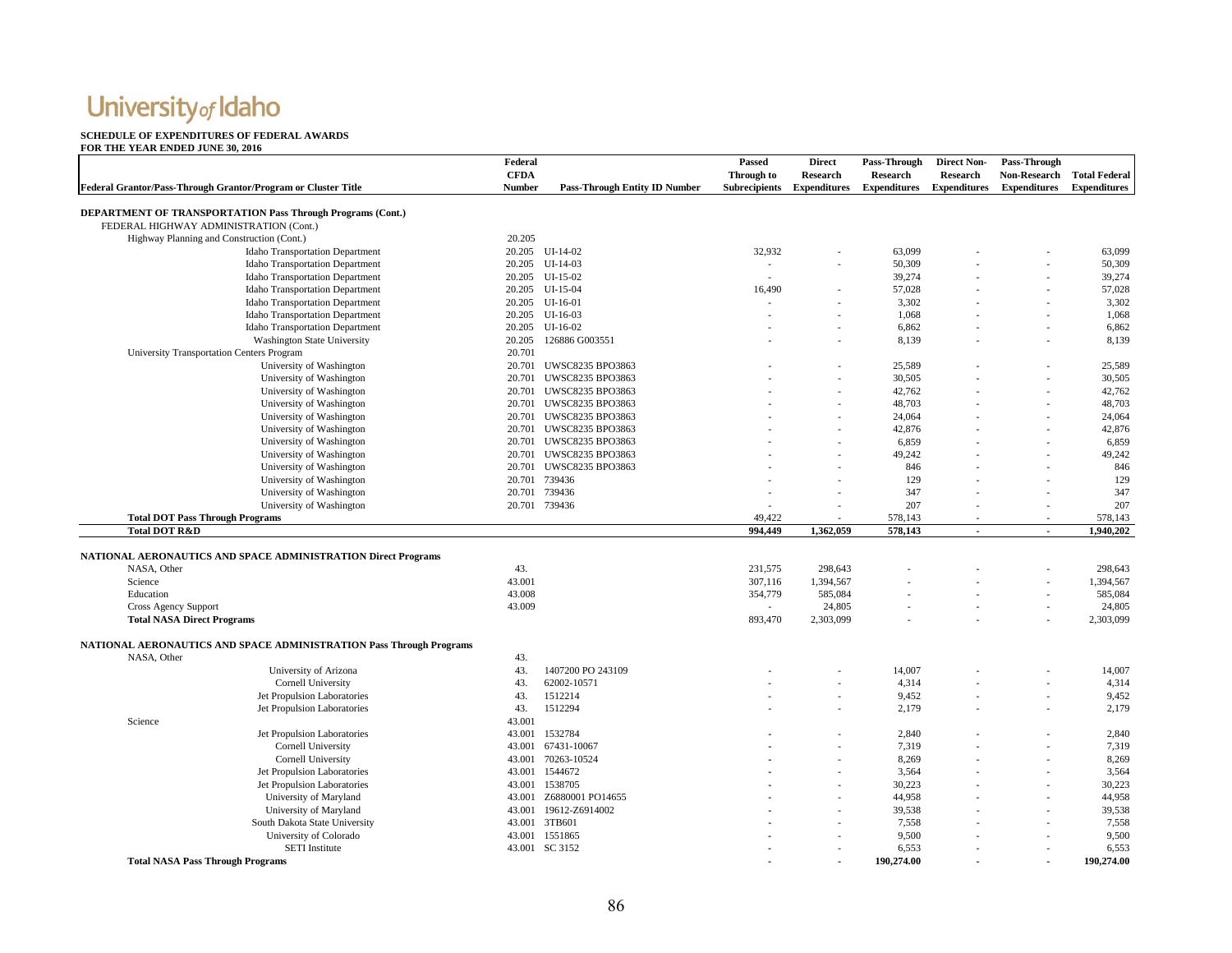# University of Idaho

**SCHEDULE OF EXPENDITURES OF FEDERAL AWARDS**
**FOR THE YEAR ENDED JUNE 30, 2016**

| Federal Grantor/Pass-Through Grantor/Program or Cluster Title | Federal CFDA Number | Pass-Through Entity ID Number | Passed Through to Subrecipients | Direct Research Expenditures | Pass-Through Research Expenditures | Direct Non-Research Expenditures | Pass-Through Non-Research Expenditures | Total Federal Expenditures |
|---|---|---|---|---|---|---|---|---|
| **DEPARTMENT OF TRANSPORTATION Pass Through Programs (Cont.)** | | | | | | | | |
| FEDERAL HIGHWAY ADMINISTRATION (Cont.) | | | | | | | | |
| Highway Planning and Construction (Cont.) | 20.205 | | | | | | | |
| Idaho Transportation Department | 20.205 | UI-14-02 | 32,932 | - | 63,099 | - | - | 63,099 |
| Idaho Transportation Department | 20.205 | UI-14-03 | - | - | 50,309 | - | - | 50,309 |
| Idaho Transportation Department | 20.205 | UI-15-02 | - | | 39,274 | - | - | 39,274 |
| Idaho Transportation Department | 20.205 | UI-15-04 | 16,490 | - | 57,028 | - | - | 57,028 |
| Idaho Transportation Department | 20.205 | UI-16-01 | - | - | 3,302 | - | - | 3,302 |
| Idaho Transportation Department | 20.205 | UI-16-03 | - | - | 1,068 | - | - | 1,068 |
| Idaho Transportation Department | 20.205 | UI-16-02 | - | - | 6,862 | - | - | 6,862 |
| Washington State University | 20.205 | 126886 G003551 | - | - | 8,139 | - | - | 8,139 |
| University Transportation Centers Program | 20.701 | | | | | | | |
| University of Washington | 20.701 | UWSC8235 BPO3863 | - | - | 25,589 | - | - | 25,589 |
| University of Washington | 20.701 | UWSC8235 BPO3863 | - | - | 30,505 | - | - | 30,505 |
| University of Washington | 20.701 | UWSC8235 BPO3863 | - | - | 42,762 | - | - | 42,762 |
| University of Washington | 20.701 | UWSC8235 BPO3863 | - | - | 48,703 | - | - | 48,703 |
| University of Washington | 20.701 | UWSC8235 BPO3863 | - | - | 24,064 | - | - | 24,064 |
| University of Washington | 20.701 | UWSC8235 BPO3863 | - | - | 42,876 | - | - | 42,876 |
| University of Washington | 20.701 | UWSC8235 BPO3863 | - | - | 6,859 | - | - | 6,859 |
| University of Washington | 20.701 | UWSC8235 BPO3863 | - | - | 49,242 | - | - | 49,242 |
| University of Washington | 20.701 | UWSC8235 BPO3863 | - | - | 846 | - | - | 846 |
| University of Washington | 20.701 | 739436 | - | - | 129 | - | - | 129 |
| University of Washington | 20.701 | 739436 | - | - | 347 | - | - | 347 |
| University of Washington | 20.701 | 739436 | - | - | 207 | - | - | 207 |
| **Total DOT Pass Through Programs** | | | 49,422 | - | 578,143 | - | - | 578,143 |
| **Total DOT R&D** | | | **994,449** | **1,362,059** | **578,143** | **-** | **-** | **1,940,202** |
| **NATIONAL AERONAUTICS AND SPACE ADMINISTRATION Direct Programs** | | | | | | | | |
| NASA, Other | 43. | | 231,575 | 298,643 | - | - | - | 298,643 |
| Science | 43.001 | | 307,116 | 1,394,567 | - | - | - | 1,394,567 |
| Education | 43.008 | | 354,779 | 585,084 | - | - | - | 585,084 |
| Cross Agency Support | 43.009 | | - | 24,805 | - | - | - | 24,805 |
| **Total NASA Direct Programs** | | | 893,470 | 2,303,099 | - | - | - | 2,303,099 |
| **NATIONAL AERONAUTICS AND SPACE ADMINISTRATION Pass Through Programs** | | | | | | | | |
| NASA, Other | 43. | | | | | | | |
| University of Arizona | 43. | 1407200 PO 243109 | - | - | 14,007 | - | - | 14,007 |
| Cornell University | 43. | 62002-10571 | - | - | 4,314 | - | - | 4,314 |
| Jet Propulsion Laboratories | 43. | 1512214 | - | - | 9,452 | - | - | 9,452 |
| Jet Propulsion Laboratories | 43. | 1512294 | - | - | 2,179 | - | - | 2,179 |
| Science | 43.001 | | | | | | | |
| Jet Propulsion Laboratories | 43.001 | 1532784 | - | - | 2,840 | - | - | 2,840 |
| Cornell University | 43.001 | 67431-10067 | - | - | 7,319 | - | - | 7,319 |
| Cornell University | 43.001 | 70263-10524 | - | - | 8,269 | - | - | 8,269 |
| Jet Propulsion Laboratories | 43.001 | 1544672 | - | - | 3,564 | - | - | 3,564 |
| Jet Propulsion Laboratories | 43.001 | 1538705 | - | - | 30,223 | - | - | 30,223 |
| University of Maryland | 43.001 | Z6880001 PO14655 | - | - | 44,958 | - | - | 44,958 |
| University of Maryland | 43.001 | 19612-Z6914002 | - | - | 39,538 | - | - | 39,538 |
| South Dakota State University | 43.001 | 3TB601 | - | - | 7,558 | - | - | 7,558 |
| University of Colorado | 43.001 | 1551865 | - | - | 9,500 | - | - | 9,500 |
| SETI Institute | 43.001 | SC 3152 | - | - | 6,553 | - | - | 6,553 |
| **Total NASA Pass Through Programs** | | | **-** | **-** | **190,274.00** | **-** | **-** | **190,274.00** |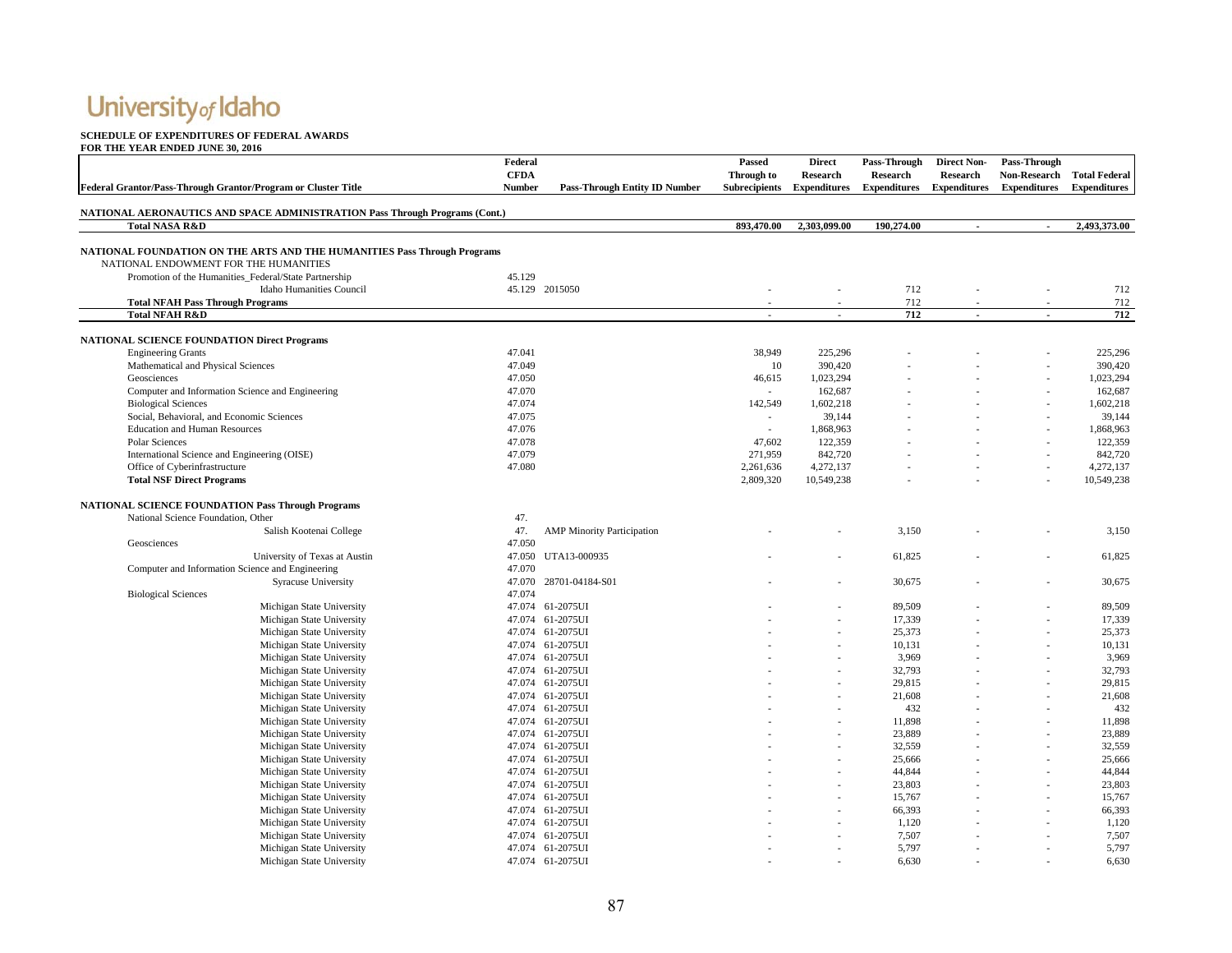University of Idaho

**SCHEDULE OF EXPENDITURES OF FEDERAL AWARDS**
**FOR THE YEAR ENDED JUNE 30, 2016**

| Federal Grantor/Pass-Through Grantor/Program or Cluster Title | Federal CFDA Number | Pass-Through Entity ID Number | Passed Through to Subrecipients | Direct Research Expenditures | Pass-Through Research Expenditures | Direct Non-Research Expenditures | Pass-Through Non-Research Expenditures | Total Federal Expenditures |
|---|---|---|---|---|---|---|---|---|
| **NATIONAL AERONAUTICS AND SPACE ADMINISTRATION Pass Through Programs (Cont.)** | | | | | | | | |
| **Total NASA R&D** | | | 893,470.00 | 2,303,099.00 | 190,274.00 | - | - | 2,493,373.00 |
| **NATIONAL FOUNDATION ON THE ARTS AND THE HUMANITIES Pass Through Programs** | | | | | | | | |
| NATIONAL ENDOWMENT FOR THE HUMANITIES | | | | | | | | |
| Promotion of the Humanities_Federal/State Partnership | 45.129 | | | | | | | |
| Idaho Humanities Council | 45.129 | 2015050 | - | - | 712 | - | - | 712 |
| **Total NFAH Pass Through Programs** | | | - | - | 712 | - | - | 712 |
| **Total NFAH R&D** | | | - | - | 712 | - | - | 712 |
| **NATIONAL SCIENCE FOUNDATION Direct Programs** | | | | | | | | |
| Engineering Grants | 47.041 | | 38,949 | 225,296 | - | - | - | 225,296 |
| Mathematical and Physical Sciences | 47.049 | | 10 | 390,420 | - | - | - | 390,420 |
| Geosciences | 47.050 | | 46,615 | 1,023,294 | - | - | - | 1,023,294 |
| Computer and Information Science and Engineering | 47.070 | | - | 162,687 | - | - | - | 162,687 |
| Biological Sciences | 47.074 | | 142,549 | 1,602,218 | - | - | - | 1,602,218 |
| Social, Behavioral, and Economic Sciences | 47.075 | | - | 39,144 | - | - | - | 39,144 |
| Education and Human Resources | 47.076 | | - | 1,868,963 | - | - | - | 1,868,963 |
| Polar Sciences | 47.078 | | 47,602 | 122,359 | - | - | - | 122,359 |
| International Science and Engineering (OISE) | 47.079 | | 271,959 | 842,720 | - | - | - | 842,720 |
| Office of Cyberinfrastructure | 47.080 | | 2,261,636 | 4,272,137 | - | - | - | 4,272,137 |
| **Total NSF Direct Programs** | | | 2,809,320 | 10,549,238 | - | - | - | 10,549,238 |
| **NATIONAL SCIENCE FOUNDATION Pass Through Programs** | | | | | | | | |
| National Science Foundation, Other | 47. | | | | | | | |
| Salish Kootenai College | 47. | AMP Minority Participation | - | - | 3,150 | - | - | 3,150 |
| Geosciences | 47.050 | | | | | | | |
| University of Texas at Austin | 47.050 | UTA13-000935 | - | - | 61,825 | - | - | 61,825 |
| Computer and Information Science and Engineering | 47.070 | | | | | | | |
| Syracuse University | 47.070 | 28701-04184-S01 | - | - | 30,675 | - | - | 30,675 |
| Biological Sciences | 47.074 | | | | | | | |
| Michigan State University | 47.074 | 61-2075UI | - | - | 89,509 | - | - | 89,509 |
| Michigan State University | 47.074 | 61-2075UI | - | - | 17,339 | - | - | 17,339 |
| Michigan State University | 47.074 | 61-2075UI | - | - | 25,373 | - | - | 25,373 |
| Michigan State University | 47.074 | 61-2075UI | - | - | 10,131 | - | - | 10,131 |
| Michigan State University | 47.074 | 61-2075UI | - | - | 3,969 | - | - | 3,969 |
| Michigan State University | 47.074 | 61-2075UI | - | - | 32,793 | - | - | 32,793 |
| Michigan State University | 47.074 | 61-2075UI | - | - | 29,815 | - | - | 29,815 |
| Michigan State University | 47.074 | 61-2075UI | - | - | 21,608 | - | - | 21,608 |
| Michigan State University | 47.074 | 61-2075UI | - | - | 432 | - | - | 432 |
| Michigan State University | 47.074 | 61-2075UI | - | - | 11,898 | - | - | 11,898 |
| Michigan State University | 47.074 | 61-2075UI | - | - | 23,889 | - | - | 23,889 |
| Michigan State University | 47.074 | 61-2075UI | - | - | 32,559 | - | - | 32,559 |
| Michigan State University | 47.074 | 61-2075UI | - | - | 25,666 | - | - | 25,666 |
| Michigan State University | 47.074 | 61-2075UI | - | - | 44,844 | - | - | 44,844 |
| Michigan State University | 47.074 | 61-2075UI | - | - | 23,803 | - | - | 23,803 |
| Michigan State University | 47.074 | 61-2075UI | - | - | 15,767 | - | - | 15,767 |
| Michigan State University | 47.074 | 61-2075UI | - | - | 66,393 | - | - | 66,393 |
| Michigan State University | 47.074 | 61-2075UI | - | - | 1,120 | - | - | 1,120 |
| Michigan State University | 47.074 | 61-2075UI | - | - | 7,507 | - | - | 7,507 |
| Michigan State University | 47.074 | 61-2075UI | - | - | 5,797 | - | - | 5,797 |
| Michigan State University | 47.074 | 61-2075UI | - | - | 6,630 | - | - | 6,630 |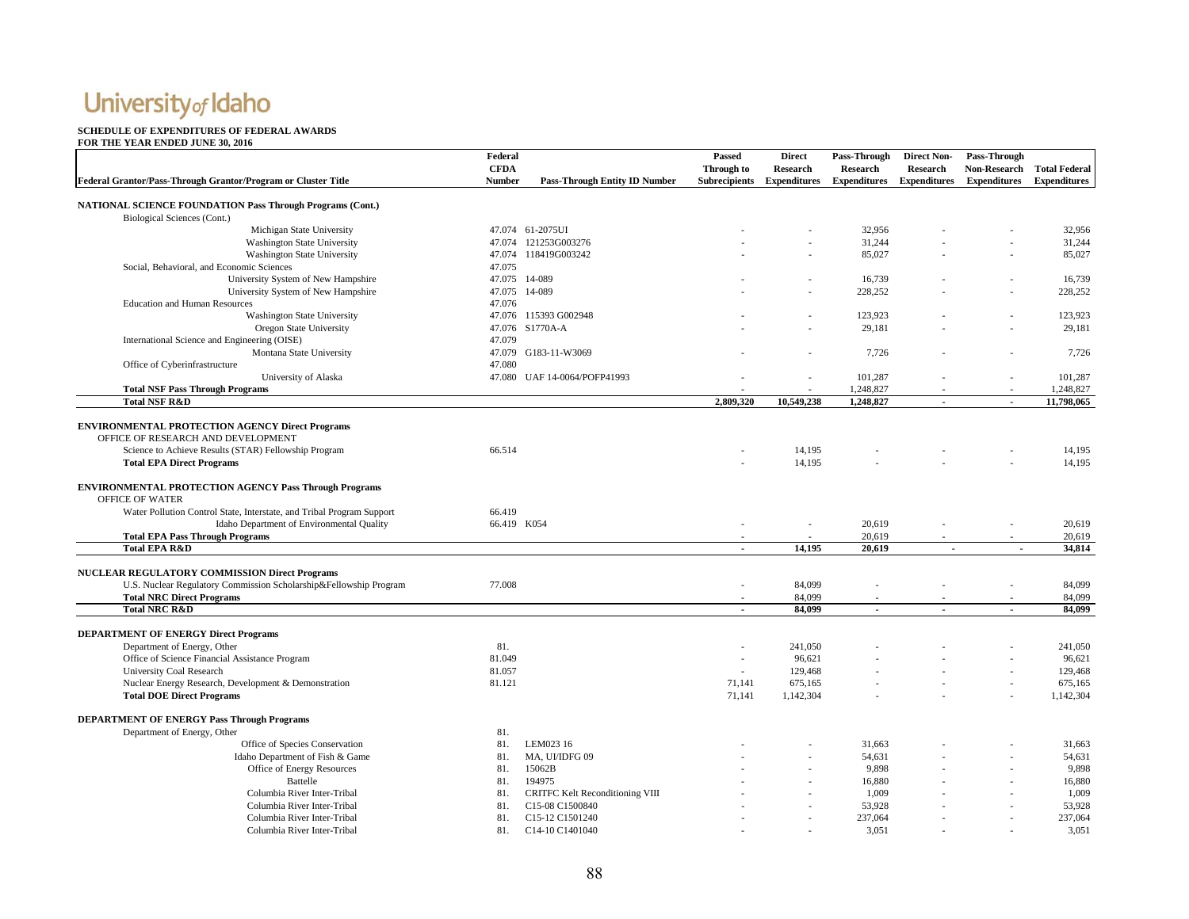# University of Idaho

**SCHEDULE OF EXPENDITURES OF FEDERAL AWARDS**
**FOR THE YEAR ENDED JUNE 30, 2016**

| Federal Grantor/Pass-Through Grantor/Program or Cluster Title | Federal CFDA Number | Pass-Through Entity ID Number | Passed Through to Subrecipients | Direct Research Expenditures | Pass-Through Research Expenditures | Direct Non-Research Expenditures | Pass-Through Non-Research Expenditures | Total Federal Expenditures |
|---|---|---|---|---|---|---|---|---|
| **NATIONAL SCIENCE FOUNDATION Pass Through Programs (Cont.)** | | | | | | | | |
| Biological Sciences (Cont.) | | | | | | | | |
| Michigan State University | 47.074 | 61-2075UI | - | - | 32,956 | - | - | 32,956 |
| Washington State University | 47.074 | 121253G003276 | - | - | 31,244 | - | - | 31,244 |
| Washington State University | 47.074 | 118419G003242 | - | - | 85,027 | - | - | 85,027 |
| Social, Behavioral, and Economic Sciences | 47.075 | | | | | | | |
| University System of New Hampshire | 47.075 | 14-089 | - | - | 16,739 | - | - | 16,739 |
| University System of New Hampshire | 47.075 | 14-089 | - | - | 228,252 | - | - | 228,252 |
| Education and Human Resources | 47.076 | | | | | | | |
| Washington State University | 47.076 | 115393 G002948 | - | - | 123,923 | - | - | 123,923 |
| Oregon State University | 47.076 | S1770A-A | - | - | 29,181 | - | - | 29,181 |
| International Science and Engineering (OISE) | 47.079 | | | | | | | |
| Montana State University | 47.079 | G183-11-W3069 | - | - | 7,726 | - | - | 7,726 |
| Office of Cyberinfrastructure | 47.080 | | | | | | | |
| University of Alaska | 47.080 | UAF 14-0064/POFP41993 | - | - | 101,287 | - | - | 101,287 |
| **Total NSF Pass Through Programs** | | | - | - | 1,248,827 | - | - | 1,248,827 |
| **Total NSF R&D** | | | **2,809,320** | **10,549,238** | **1,248,827** | **-** | **-** | **11,798,065** |
| **ENVIRONMENTAL PROTECTION AGENCY Direct Programs** | | | | | | | | |
| OFFICE OF RESEARCH AND DEVELOPMENT | | | | | | | | |
| Science to Achieve Results (STAR) Fellowship Program | 66.514 | | - | 14,195 | - | - | - | 14,195 |
| **Total EPA Direct Programs** | | | - | 14,195 | - | - | - | 14,195 |
| **ENVIRONMENTAL PROTECTION AGENCY Pass Through Programs** | | | | | | | | |
| OFFICE OF WATER | | | | | | | | |
| Water Pollution Control State, Interstate, and Tribal Program Support | 66.419 | | | | | | | |
| Idaho Department of Environmental Quality | 66.419 | K054 | - | - | 20,619 | - | - | 20,619 |
| **Total EPA Pass Through Programs** | | | - | - | 20,619 | - | - | 20,619 |
| **Total EPA R&D** | | | **-** | **14,195** | **20,619** | **-** | **-** | **34,814** |
| **NUCLEAR REGULATORY COMMISSION Direct Programs** | | | | | | | | |
| U.S. Nuclear Regulatory Commission Scholarship&Fellowship Program | 77.008 | | - | 84,099 | - | - | - | 84,099 |
| **Total NRC Direct Programs** | | | - | 84,099 | - | - | - | 84,099 |
| **Total NRC R&D** | | | **-** | **84,099** | **-** | **-** | **-** | **84,099** |
| **DEPARTMENT OF ENERGY Direct Programs** | | | | | | | | |
| Department of Energy, Other | 81. | | - | 241,050 | - | - | - | 241,050 |
| Office of Science Financial Assistance Program | 81.049 | | - | 96,621 | - | - | - | 96,621 |
| University Coal Research | 81.057 | | - | 129,468 | - | - | - | 129,468 |
| Nuclear Energy Research, Development & Demonstration | 81.121 | | 71,141 | 675,165 | - | - | - | 675,165 |
| **Total DOE Direct Programs** | | | 71,141 | 1,142,304 | - | - | - | 1,142,304 |
| **DEPARTMENT OF ENERGY Pass Through Programs** | | | | | | | | |
| Department of Energy, Other | 81. | | | | | | | |
| Office of Species Conservation | 81. | LEM023 16 | - | - | 31,663 | - | - | 31,663 |
| Idaho Department of Fish & Game | 81. | MA, UI/IDFG 09 | - | - | 54,631 | - | - | 54,631 |
| Office of Energy Resources | 81. | 15062B | - | - | 9,898 | - | - | 9,898 |
| Battelle | 81. | 194975 | - | - | 16,880 | - | - | 16,880 |
| Columbia River Inter-Tribal | 81. | CRITFC Kelt Reconditioning VIII | - | - | 1,009 | - | - | 1,009 |
| Columbia River Inter-Tribal | 81. | C15-08 C1500840 | - | - | 53,928 | - | - | 53,928 |
| Columbia River Inter-Tribal | 81. | C15-12 C1501240 | - | - | 237,064 | - | - | 237,064 |
| Columbia River Inter-Tribal | 81. | C14-10 C1401040 | - | - | 3,051 | - | - | 3,051 |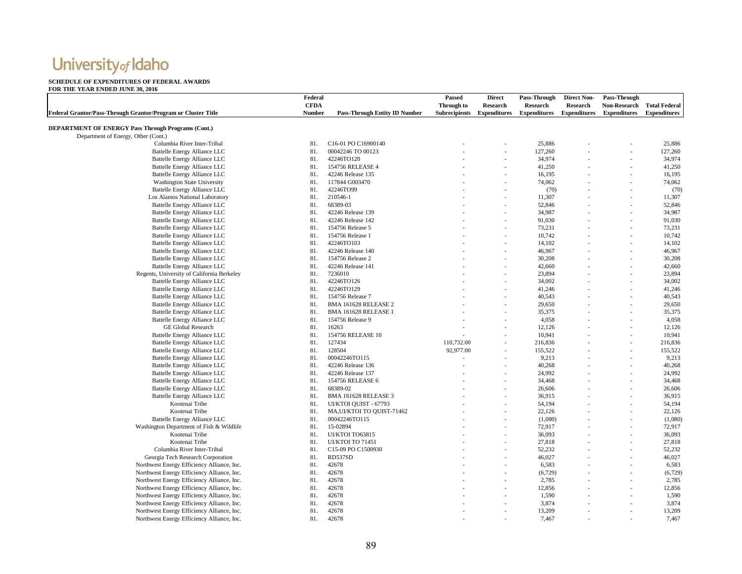University of Idaho

**SCHEDULE OF EXPENDITURES OF FEDERAL AWARDS**
**FOR THE YEAR ENDED JUNE 30, 2016**

| Federal Grantor/Pass-Through Grantor/Program or Cluster Title | Federal CFDA Number | Pass-Through Entity ID Number | Passed Through to Subrecipients | Direct Research Expenditures | Pass-Through Research Expenditures | Direct Non-Research Expenditures | Pass-Through Non-Research Expenditures | Total Federal Expenditures |
|---|---|---|---|---|---|---|---|---|
| **DEPARTMENT OF ENERGY Pass Through Programs (Cont.)** | | | | | | | | |
| Department of Energy, Other (Cont.) | | | | | | | | |
| Columbia River Inter-Tribal | 81. | C16-01 PO C16900140 | - | - | 25,886 | - | - | 25,886 |
| Battelle Energy Alliance LLC | 81. | 00042246 TO 00123 | - | - | 127,260 | - | - | 127,260 |
| Battelle Energy Alliance LLC | 81. | 42246TO120 | - | - | 34,974 | - | - | 34,974 |
| Battelle Energy Alliance LLC | 81. | 154756 RELEASE 4 | - | - | 41,250 | - | - | 41,250 |
| Battelle Energy Alliance LLC | 81. | 42246 Release 135 | - | - | 16,195 | - | - | 16,195 |
| Washington State University | 81. | 117844 G003470 | - | - | 74,062 | - | - | 74,062 |
| Battelle Energy Alliance LLC | 81. | 42246TO99 | - | - | (70) | - | - | (70) |
| Los Alamos National Laboratory | 81. | 210546-1 | - | - | 11,307 | - | - | 11,307 |
| Battelle Energy Alliance LLC | 81. | 68389-03 | - | - | 52,846 | - | - | 52,846 |
| Battelle Energy Alliance LLC | 81. | 42246 Release 139 | - | - | 34,987 | - | - | 34,987 |
| Battelle Energy Alliance LLC | 81. | 42246 Release 142 | - | - | 91,030 | - | - | 91,030 |
| Battelle Energy Alliance LLC | 81. | 154756 Release 5 | - | - | 73,231 | - | - | 73,231 |
| Battelle Energy Alliance LLC | 81. | 154756 Release 1 | - | - | 10,742 | - | - | 10,742 |
| Battelle Energy Alliance LLC | 81. | 42246TO103 | - | - | 14,102 | - | - | 14,102 |
| Battelle Energy Alliance LLC | 81. | 42246 Release 140 | - | - | 46,967 | - | - | 46,967 |
| Battelle Energy Alliance LLC | 81. | 154756 Release 2 | - | - | 30,208 | - | - | 30,208 |
| Battelle Energy Alliance LLC | 81. | 42246 Release 141 | - | - | 42,660 | - | - | 42,660 |
| Regents, University of California Berkeley | 81. | 7236010 | - | - | 23,894 | - | - | 23,894 |
| Battelle Energy Alliance LLC | 81. | 42246TO126 | - | - | 34,002 | - | - | 34,002 |
| Battelle Energy Alliance LLC | 81. | 42246TO129 | - | - | 41,246 | - | - | 41,246 |
| Battelle Energy Alliance LLC | 81. | 154756 Release 7 | - | - | 40,543 | - | - | 40,543 |
| Battelle Energy Alliance LLC | 81. | BMA 161628 RELEASE 2 | - | - | 29,650 | - | - | 29,650 |
| Battelle Energy Alliance LLC | 81. | BMA 161628 RELEASE 1 | - | - | 35,375 | - | - | 35,375 |
| Battelle Energy Alliance LLC | 81. | 154756 Release 9 | - | - | 4,058 | - | - | 4,058 |
| GE Global Research | 81. | 16263 | - | - | 12,126 | - | - | 12,126 |
| Battelle Energy Alliance LLC | 81. | 154756 RELEASE 10 | - | - | 10,941 | - | - | 10,941 |
| Battelle Energy Alliance LLC | 81. | 127434 | 110,732.00 | - | 216,836 | - | - | 216,836 |
| Battelle Energy Alliance LLC | 81. | 128504 | 92,977.00 | - | 155,522 | - | - | 155,522 |
| Battelle Energy Alliance LLC | 81. | 00042246TO115 | - | - | 9,213 | - | - | 9,213 |
| Battelle Energy Alliance LLC | 81. | 42246 Release 136 | - | - | 40,268 | - | - | 40,268 |
| Battelle Energy Alliance LLC | 81. | 42246 Release 137 | - | - | 24,992 | - | - | 24,992 |
| Battelle Energy Alliance LLC | 81. | 154756 RELEASE 6 | - | - | 34,468 | - | - | 34,468 |
| Battelle Energy Alliance LLC | 81. | 68389-02 | - | - | 26,606 | - | - | 26,606 |
| Battelle Energy Alliance LLC | 81. | BMA 161628 RELEASE 3 | - | - | 36,915 | - | - | 36,915 |
| Kootenai Tribe | 81. | UI/KTOI QUIST - 67793 | - | - | 54,194 | - | - | 54,194 |
| Kootenai Tribe | 81. | MA,UI/KTOI TO QUIST-71462 | - | - | 22,126 | - | - | 22,126 |
| Battelle Energy Alliance LLC | 81. | 00042246TO115 | - | - | (1,080) | - | - | (1,080) |
| Washington Department of Fish & Wildlife | 81. | 15-02894 | - | - | 72,917 | - | - | 72,917 |
| Kootenai Tribe | 81. | UI/KTOI TO63815 | - | - | 36,093 | - | - | 36,093 |
| Kootenai Tribe | 81. | UI/KTOI TO 71451 | - | - | 27,818 | - | - | 27,818 |
| Columbia River Inter-Tribal | 81. | C15-09 PO C1500930 | - | - | 52,232 | - | - | 52,232 |
| Georgia Tech Research Corporation | 81. | RD537SD | - | - | 46,027 | - | - | 46,027 |
| Northwest Energy Efficiency Alliance, Inc. | 81. | 42678 | - | - | 6,583 | - | - | 6,583 |
| Northwest Energy Efficiency Alliance, Inc. | 81. | 42678 | - | - | (6,729) | - | - | (6,729) |
| Northwest Energy Efficiency Alliance, Inc. | 81. | 42678 | - | - | 2,785 | - | - | 2,785 |
| Northwest Energy Efficiency Alliance, Inc. | 81. | 42678 | - | - | 12,856 | - | - | 12,856 |
| Northwest Energy Efficiency Alliance, Inc. | 81. | 42678 | - | - | 1,590 | - | - | 1,590 |
| Northwest Energy Efficiency Alliance, Inc. | 81. | 42678 | - | - | 3,874 | - | - | 3,874 |
| Northwest Energy Efficiency Alliance, Inc. | 81. | 42678 | - | - | 13,209 | - | - | 13,209 |
| Northwest Energy Efficiency Alliance, Inc. | 81. | 42678 | - | - | 7,467 | - | - | 7,467 |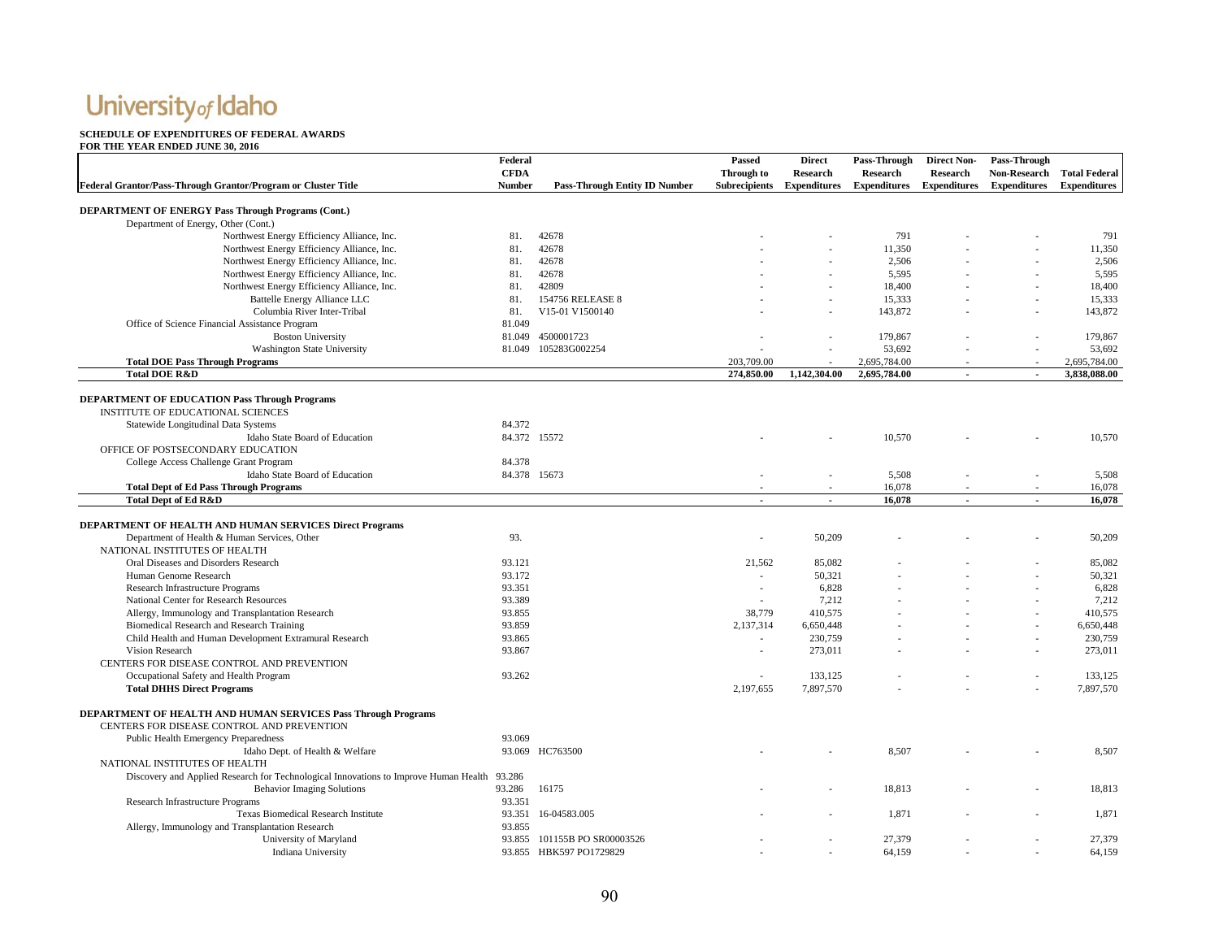# University of Idaho

**SCHEDULE OF EXPENDITURES OF FEDERAL AWARDS**
**FOR THE YEAR ENDED JUNE 30, 2016**

| Federal Grantor/Pass-Through Grantor/Program or Cluster Title | Federal CFDA Number | Pass-Through Entity ID Number | Passed Through to Subrecipients | Direct Research Expenditures | Pass-Through Research Expenditures | Direct Non-Research Expenditures | Pass-Through Non-Research Expenditures | Total Federal Expenditures |
|---|---|---|---|---|---|---|---|---|
| **DEPARTMENT OF ENERGY Pass Through Programs (Cont.)** | | | | | | | | |
| Department of Energy, Other (Cont.) | | | | | | | | |
| Northwest Energy Efficiency Alliance, Inc. | 81. | 42678 | - | - | 791 | - | - | 791 |
| Northwest Energy Efficiency Alliance, Inc. | 81. | 42678 | - | - | 11,350 | - | - | 11,350 |
| Northwest Energy Efficiency Alliance, Inc. | 81. | 42678 | - | - | 2,506 | - | - | 2,506 |
| Northwest Energy Efficiency Alliance, Inc. | 81. | 42678 | - | - | 5,595 | - | - | 5,595 |
| Northwest Energy Efficiency Alliance, Inc. | 81. | 42809 | - | - | 18,400 | - | - | 18,400 |
| Battelle Energy Alliance LLC | 81. | 154756 RELEASE 8 | - | - | 15,333 | - | - | 15,333 |
| Columbia River Inter-Tribal | 81. | V15-01 V1500140 | - | - | 143,872 | - | - | 143,872 |
| Office of Science Financial Assistance Program | 81.049 | | | | | | | |
| Boston University | 81.049 | 4500001723 | - | - | 179,867 | - | - | 179,867 |
| Washington State University | 81.049 | 105283G002254 | - | - | 53,692 | - | - | 53,692 |
| **Total DOE Pass Through Programs** | | | 203,709.00 | - | 2,695,784.00 | - | - | 2,695,784.00 |
| **Total DOE R&D** | | | **274,850.00** | **1,142,304.00** | **2,695,784.00** | **-** | **-** | **3,838,088.00** |
| **DEPARTMENT OF EDUCATION Pass Through Programs** | | | | | | | | |
| INSTITUTE OF EDUCATIONAL SCIENCES | | | | | | | | |
| Statewide Longitudinal Data Systems | 84.372 | | | | | | | |
| Idaho State Board of Education | 84.372 | 15572 | - | - | 10,570 | - | - | 10,570 |
| OFFICE OF POSTSECONDARY EDUCATION | | | | | | | | |
| College Access Challenge Grant Program | 84.378 | | | | | | | |
| Idaho State Board of Education | 84.378 | 15673 | - | - | 5,508 | - | - | 5,508 |
| **Total Dept of Ed Pass Through Programs** | | | - | - | 16,078 | - | - | 16,078 |
| **Total Dept of Ed R&D** | | | **-** | **-** | **16,078** | **-** | **-** | **16,078** |
| **DEPARTMENT OF HEALTH AND HUMAN SERVICES Direct Programs** | | | | | | | | |
| Department of Health & Human Services, Other | 93. | | - | 50,209 | - | - | - | 50,209 |
| NATIONAL INSTITUTES OF HEALTH | | | | | | | | |
| Oral Diseases and Disorders Research | 93.121 | | 21,562 | 85,082 | - | - | - | 85,082 |
| Human Genome Research | 93.172 | | - | 50,321 | - | - | - | 50,321 |
| Research Infrastructure Programs | 93.351 | | - | 6,828 | - | - | - | 6,828 |
| National Center for Research Resources | 93.389 | | - | 7,212 | - | - | - | 7,212 |
| Allergy, Immunology and Transplantation Research | 93.855 | | 38,779 | 410,575 | - | - | - | 410,575 |
| Biomedical Research and Research Training | 93.859 | | 2,137,314 | 6,650,448 | - | - | - | 6,650,448 |
| Child Health and Human Development Extramural Research | 93.865 | | - | 230,759 | - | - | - | 230,759 |
| Vision Research | 93.867 | | - | 273,011 | - | - | - | 273,011 |
| CENTERS FOR DISEASE CONTROL AND PREVENTION | | | | | | | | |
| Occupational Safety and Health Program | 93.262 | | - | 133,125 | - | - | - | 133,125 |
| **Total DHHS Direct Programs** | | | 2,197,655 | 7,897,570 | - | - | - | 7,897,570 |
| **DEPARTMENT OF HEALTH AND HUMAN SERVICES Pass Through Programs** | | | | | | | | |
| CENTERS FOR DISEASE CONTROL AND PREVENTION | | | | | | | | |
| Public Health Emergency Preparedness | 93.069 | | | | | | | |
| Idaho Dept. of Health & Welfare | 93.069 | HC763500 | - | - | 8,507 | - | - | 8,507 |
| NATIONAL INSTITUTES OF HEALTH | | | | | | | | |
| Discovery and Applied Research for Technological Innovations to Improve Human Health | 93.286 | | | | | | | |
| Behavior Imaging Solutions | 93.286 | 16175 | - | - | 18,813 | - | - | 18,813 |
| Research Infrastructure Programs | 93.351 | | | | | | | |
| Texas Biomedical Research Institute | 93.351 | 16-04583.005 | - | - | 1,871 | - | - | 1,871 |
| Allergy, Immunology and Transplantation Research | 93.855 | | | | | | | |
| University of Maryland | 93.855 | 101155B PO SR00003526 | - | - | 27,379 | - | - | 27,379 |
| Indiana University | 93.855 | HBK597 PO1729829 | - | - | 64,159 | - | - | 64,159 |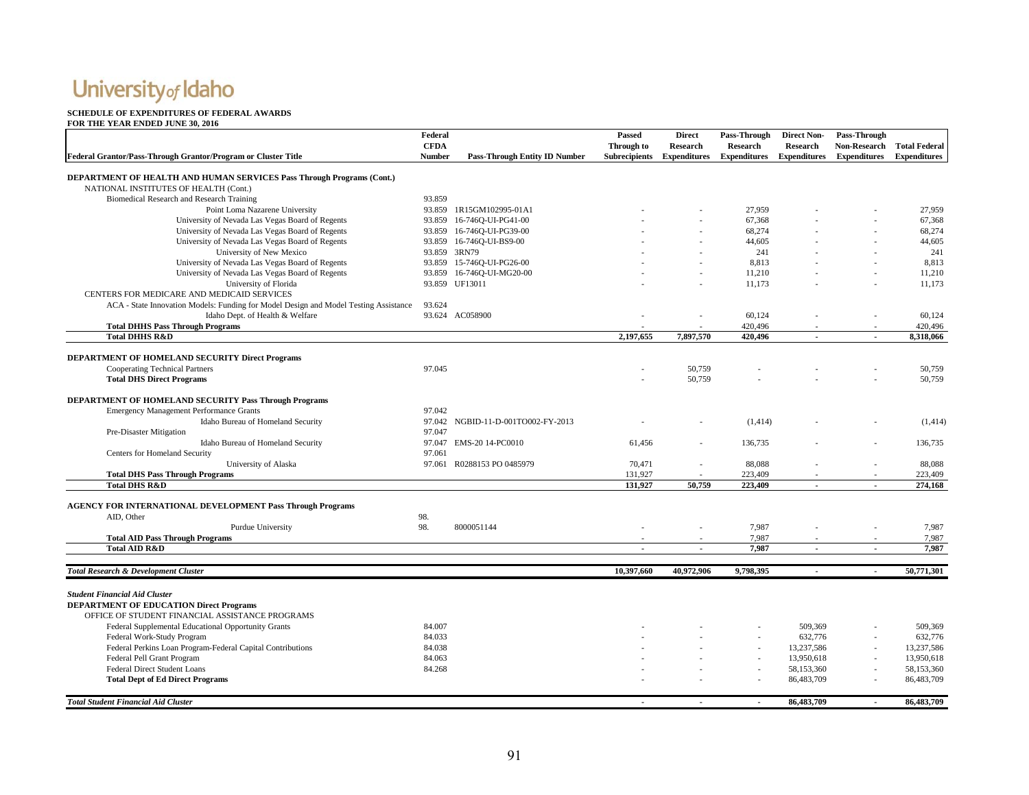# University of Idaho

**SCHEDULE OF EXPENDITURES OF FEDERAL AWARDS**
**FOR THE YEAR ENDED JUNE 30, 2016**

| Federal Grantor/Pass-Through Grantor/Program or Cluster Title | Federal CFDA Number | Pass-Through Entity ID Number | Passed Through to Subrecipients | Direct Research Expenditures | Pass-Through Research Expenditures | Direct Non-Research Expenditures | Pass-Through Non-Research Expenditures | Total Federal Expenditures |
|---|---|---|---|---|---|---|---|---|
| **DEPARTMENT OF HEALTH AND HUMAN SERVICES Pass Through Programs (Cont.)** | | | | | | | | |
| NATIONAL INSTITUTES OF HEALTH (Cont.) | | | | | | | | |
| Biomedical Research and Research Training | 93.859 | | | | | | | |
| Point Loma Nazarene University | 93.859 | 1R15GM102995-01A1 | - | - | 27,959 | - | - | 27,959 |
| University of Nevada Las Vegas Board of Regents | 93.859 | 16-746Q-UI-PG41-00 | - | - | 67,368 | - | - | 67,368 |
| University of Nevada Las Vegas Board of Regents | 93.859 | 16-746Q-UI-PG39-00 | - | - | 68,274 | - | - | 68,274 |
| University of Nevada Las Vegas Board of Regents | 93.859 | 16-746Q-UI-BS9-00 | - | - | 44,605 | - | - | 44,605 |
| University of New Mexico | 93.859 | 3RN79 | - | - | 241 | - | - | 241 |
| University of Nevada Las Vegas Board of Regents | 93.859 | 15-746Q-UI-PG26-00 | - | - | 8,813 | - | - | 8,813 |
| University of Nevada Las Vegas Board of Regents | 93.859 | 16-746Q-UI-MG20-00 | - | - | 11,210 | - | - | 11,210 |
| University of Florida | 93.859 | UF13011 | - | - | 11,173 | - | - | 11,173 |
| CENTERS FOR MEDICARE AND MEDICAID SERVICES | | | | | | | | |
| ACA - State Innovation Models: Funding for Model Design and Model Testing Assistance | 93.624 | | | | | | | |
| Idaho Dept. of Health & Welfare | 93.624 | AC058900 | - | - | 60,124 | - | - | 60,124 |
| **Total DHHS Pass Through Programs** | | | - | - | 420,496 | - | - | 420,496 |
| **Total DHHS R&D** | | | 2,197,655 | 7,897,570 | 420,496 | - | - | 8,318,066 |
| **DEPARTMENT OF HOMELAND SECURITY Direct Programs** | | | | | | | | |
| Cooperating Technical Partners | 97.045 | | - | 50,759 | - | - | - | 50,759 |
| **Total DHS Direct Programs** | | | - | 50,759 | - | - | - | 50,759 |
| **DEPARTMENT OF HOMELAND SECURITY Pass Through Programs** | | | | | | | | |
| Emergency Management Performance Grants | 97.042 | | | | | | | |
| Idaho Bureau of Homeland Security | 97.042 | NGBID-11-D-001TO002-FY-2013 | - | - | (1,414) | - | - | (1,414) |
| Pre-Disaster Mitigation | 97.047 | | | | | | | |
| Idaho Bureau of Homeland Security | 97.047 | EMS-20 14-PC0010 | 61,456 | - | 136,735 | - | - | 136,735 |
| Centers for Homeland Security | 97.061 | | | | | | | |
| University of Alaska | 97.061 | R0288153 PO 0485979 | 70,471 | - | 88,088 | - | - | 88,088 |
| **Total DHS Pass Through Programs** | | | 131,927 | - | 223,409 | - | - | 223,409 |
| **Total DHS R&D** | | | 131,927 | 50,759 | 223,409 | - | - | 274,168 |
| **AGENCY FOR INTERNATIONAL DEVELOPMENT Pass Through Programs** | | | | | | | | |
| AID, Other | 98. | | | | | | | |
| Purdue University | 98. | 8000051144 | - | - | 7,987 | - | - | 7,987 |
| **Total AID Pass Through Programs** | | | - | - | 7,987 | - | - | 7,987 |
| **Total AID R&D** | | | - | - | 7,987 | - | - | 7,987 |
| ***Total Research & Development Cluster*** | | | 10,397,660 | 40,972,906 | 9,798,395 | - | - | 50,771,301 |
| ***Student Financial Aid Cluster*** | | | | | | | | |
| **DEPARTMENT OF EDUCATION Direct Programs** | | | | | | | | |
| OFFICE OF STUDENT FINANCIAL ASSISTANCE PROGRAMS | | | | | | | | |
| Federal Supplemental Educational Opportunity Grants | 84.007 | | - | - | - | 509,369 | - | 509,369 |
| Federal Work-Study Program | 84.033 | | - | - | - | 632,776 | - | 632,776 |
| Federal Perkins Loan Program-Federal Capital Contributions | 84.038 | | - | - | - | 13,237,586 | - | 13,237,586 |
| Federal Pell Grant Program | 84.063 | | - | - | - | 13,950,618 | - | 13,950,618 |
| Federal Direct Student Loans | 84.268 | | - | - | - | 58,153,360 | - | 58,153,360 |
| **Total Dept of Ed Direct Programs** | | | - | - | - | 86,483,709 | - | 86,483,709 |
| ***Total Student Financial Aid Cluster*** | | | - | - | - | 86,483,709 | - | 86,483,709 |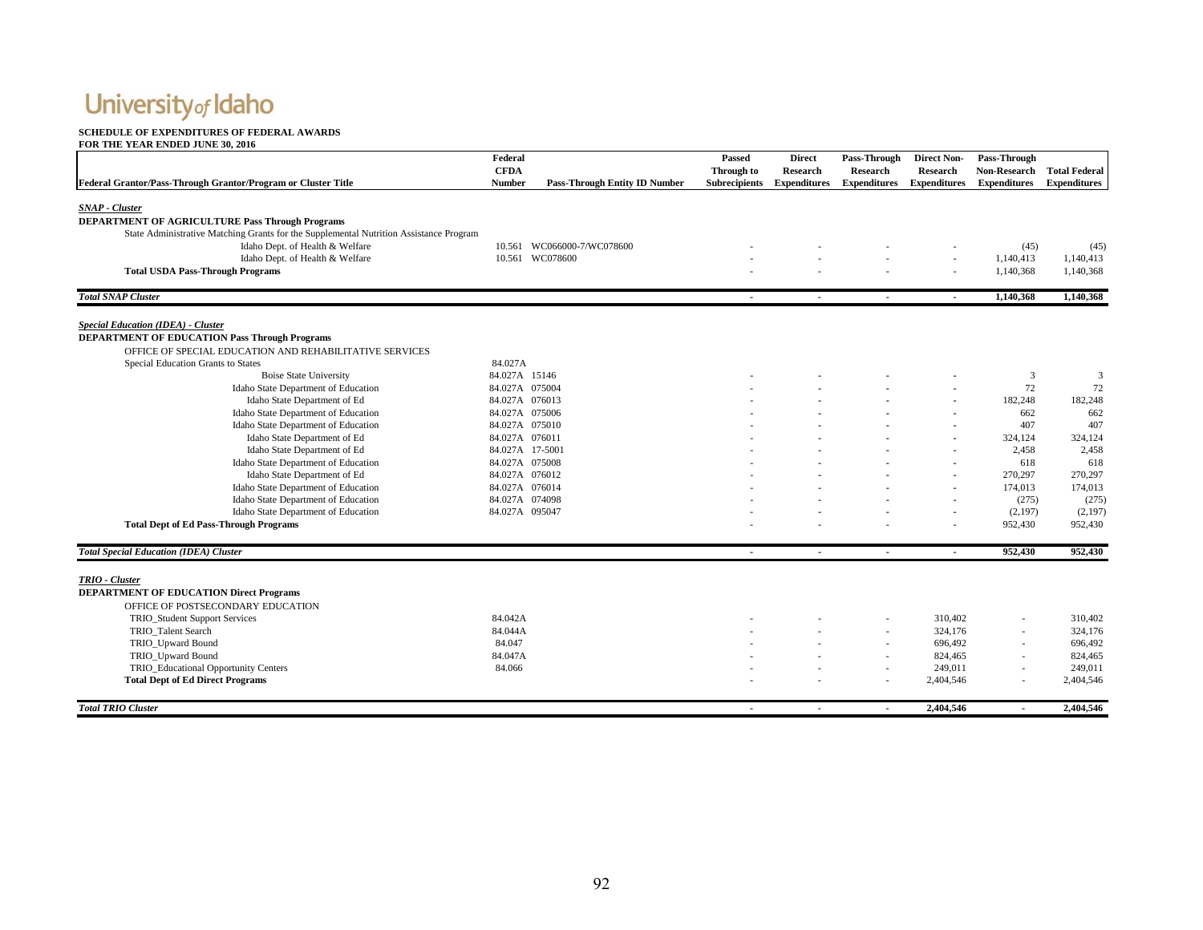# University of Idaho

**SCHEDULE OF EXPENDITURES OF FEDERAL AWARDS**
**FOR THE YEAR ENDED JUNE 30, 2016**

| Federal Grantor/Pass-Through Grantor/Program or Cluster Title | Federal CFDA Number | Pass-Through Entity ID Number | Passed Through to Subrecipients | Direct Research Expenditures | Pass-Through Research Expenditures | Direct Non-Research Expenditures | Pass-Through Non-Research Expenditures | Total Federal Expenditures |
|---|---|---|---|---|---|---|---|---|
| ***SNAP - Cluster*** | | | | | | | | |
| **DEPARTMENT OF AGRICULTURE Pass Through Programs** | | | | | | | | |
| State Administrative Matching Grants for the Supplemental Nutrition Assistance Program | | | | | | | | |
| Idaho Dept. of Health & Welfare | 10.561 | WC066000-7/WC078600 | - | - | - | - | (45) | (45) |
| Idaho Dept. of Health & Welfare | 10.561 | WC078600 | - | - | - | - | 1,140,413 | 1,140,413 |
| **Total USDA Pass-Through Programs** | | | - | - | - | - | 1,140,368 | 1,140,368 |
| ***Total SNAP Cluster*** | | | **-** | **-** | **-** | **-** | **1,140,368** | **1,140,368** |
| ***Special Education (IDEA) - Cluster*** | | | | | | | | |
| **DEPARTMENT OF EDUCATION Pass Through Programs** | | | | | | | | |
| OFFICE OF SPECIAL EDUCATION AND REHABILITATIVE SERVICES | | | | | | | | |
| Special Education Grants to States | 84.027A | | | | | | | |
| Boise State University | 84.027A | 15146 | - | - | - | - | 3 | 3 |
| Idaho State Department of Education | 84.027A | 075004 | - | - | - | - | 72 | 72 |
| Idaho State Department of Ed | 84.027A | 076013 | - | - | - | - | 182,248 | 182,248 |
| Idaho State Department of Education | 84.027A | 075006 | - | - | - | - | 662 | 662 |
| Idaho State Department of Education | 84.027A | 075010 | - | - | - | - | 407 | 407 |
| Idaho State Department of Ed | 84.027A | 076011 | - | - | - | - | 324,124 | 324,124 |
| Idaho State Department of Ed | 84.027A | 17-5001 | - | - | - | - | 2,458 | 2,458 |
| Idaho State Department of Education | 84.027A | 075008 | - | - | - | - | 618 | 618 |
| Idaho State Department of Ed | 84.027A | 076012 | - | - | - | - | 270,297 | 270,297 |
| Idaho State Department of Education | 84.027A | 076014 | - | - | - | - | 174,013 | 174,013 |
| Idaho State Department of Education | 84.027A | 074098 | - | - | - | - | (275) | (275) |
| Idaho State Department of Education | 84.027A | 095047 | - | - | - | - | (2,197) | (2,197) |
| **Total Dept of Ed Pass-Through Programs** | | | - | - | - | - | 952,430 | 952,430 |
| ***Total Special Education (IDEA) Cluster*** | | | **-** | **-** | **-** | **-** | **952,430** | **952,430** |
| ***TRIO - Cluster*** | | | | | | | | |
| **DEPARTMENT OF EDUCATION Direct Programs** | | | | | | | | |
| OFFICE OF POSTSECONDARY EDUCATION | | | | | | | | |
| TRIO_Student Support Services | 84.042A | | - | - | - | 310,402 | - | 310,402 |
| TRIO_Talent Search | 84.044A | | - | - | - | 324,176 | - | 324,176 |
| TRIO_Upward Bound | 84.047 | | - | - | - | 696,492 | - | 696,492 |
| TRIO_Upward Bound | 84.047A | | - | - | - | 824,465 | - | 824,465 |
| TRIO_Educational Opportunity Centers | 84.066 | | - | - | - | 249,011 | - | 249,011 |
| **Total Dept of Ed Direct Programs** | | | - | - | - | 2,404,546 | - | 2,404,546 |
| ***Total TRIO Cluster*** | | | **-** | **-** | **-** | **2,404,546** | **-** | **2,404,546** |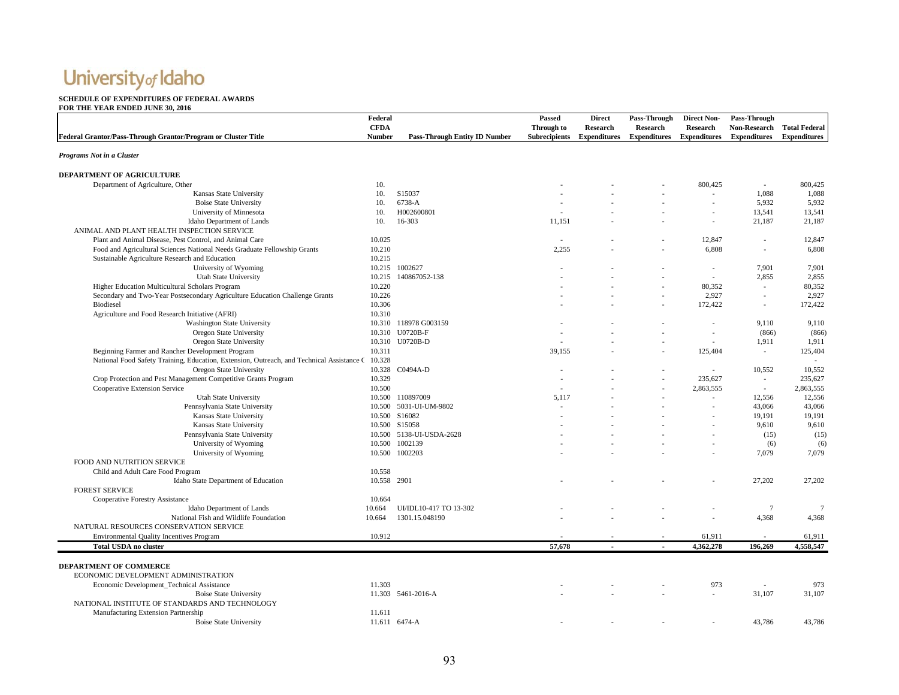# University of Idaho

**SCHEDULE OF EXPENDITURES OF FEDERAL AWARDS**
**FOR THE YEAR ENDED JUNE 30, 2016**

| Federal Grantor/Pass-Through Grantor/Program or Cluster Title | Federal CFDA Number | Pass-Through Entity ID Number | Passed Through to Subrecipients | Direct Research Expenditures | Pass-Through Research Expenditures | Direct Non-Research Expenditures | Pass-Through Non-Research Expenditures | Total Federal Expenditures |
|---|---|---|---|---|---|---|---|---|
| *Programs Not in a Cluster* | | | | | | | | |
| **DEPARTMENT OF AGRICULTURE** | | | | | | | | |
| Department of Agriculture, Other | 10. | | - | - | - | 800,425 | - | 800,425 |
| Kansas State University | 10. | S15037 | - | - | - | - | 1,088 | 1,088 |
| Boise State University | 10. | 6738-A | - | - | - | - | 5,932 | 5,932 |
| University of Minnesota | 10. | H002600801 | - | - | - | - | 13,541 | 13,541 |
| Idaho Department of Lands | 10. | 16-303 | 11,151 | - | - | - | 21,187 | 21,187 |
| ANIMAL AND PLANT HEALTH INSPECTION SERVICE | | | | | | | | |
| Plant and Animal Disease, Pest Control, and Animal Care | 10.025 | | - | - | - | 12,847 | - | 12,847 |
| Food and Agricultural Sciences National Needs Graduate Fellowship Grants | 10.210 | | 2,255 | - | - | 6,808 | - | 6,808 |
| Sustainable Agriculture Research and Education | 10.215 | | | | | | | |
| University of Wyoming | 10.215 | 1002627 | - | - | - | - | 7,901 | 7,901 |
| Utah State University | 10.215 | 140867052-138 | - | - | - | - | 2,855 | 2,855 |
| Higher Education Multicultural Scholars Program | 10.220 | | - | - | - | 80,352 | - | 80,352 |
| Secondary and Two-Year Postsecondary Agriculture Education Challenge Grants | 10.226 | | - | - | - | 2,927 | - | 2,927 |
| Biodiesel | 10.306 | | - | - | - | 172,422 | - | 172,422 |
| Agriculture and Food Research Initiative (AFRI) | 10.310 | | | | | | | |
| Washington State University | 10.310 | 118978 G003159 | - | - | - | - | 9,110 | 9,110 |
| Oregon State University | 10.310 | U0720B-F | - | - | - | - | (866) | (866) |
| Oregon State University | 10.310 | U0720B-D | - | - | - | - | 1,911 | 1,911 |
| Beginning Farmer and Rancher Development Program | 10.311 | | 39,155 | - | - | 125,404 | - | 125,404 |
| National Food Safety Training, Education, Extension, Outreach, and Technical Assistance C | 10.328 | | | | | | | - |
| Oregon State University | 10.328 | C0494A-D | - | - | - | - | 10,552 | 10,552 |
| Crop Protection and Pest Management Competitive Grants Program | 10.329 | | - | - | - | 235,627 | - | 235,627 |
| Cooperative Extension Service | 10.500 | | - | - | - | 2,863,555 | - | 2,863,555 |
| Utah State University | 10.500 | 110897009 | 5,117 | - | - | - | 12,556 | 12,556 |
| Pennsylvania State University | 10.500 | 5031-UI-UM-9802 | - | - | - | - | 43,066 | 43,066 |
| Kansas State University | 10.500 | S16082 | - | - | - | - | 19,191 | 19,191 |
| Kansas State University | 10.500 | S15058 | - | - | - | - | 9,610 | 9,610 |
| Pennsylvania State University | 10.500 | 5138-UI-USDA-2628 | - | - | - | - | (15) | (15) |
| University of Wyoming | 10.500 | 1002139 | - | - | - | - | (6) | (6) |
| University of Wyoming | 10.500 | 1002203 | - | - | - | - | 7,079 | 7,079 |
| FOOD AND NUTRITION SERVICE | | | | | | | | |
| Child and Adult Care Food Program | 10.558 | | | | | | | |
| Idaho State Department of Education | 10.558 | 2901 | - | - | - | - | 27,202 | 27,202 |
| FOREST SERVICE | | | | | | | | |
| Cooperative Forestry Assistance | 10.664 | | | | | | | |
| Idaho Department of Lands | 10.664 | UI/IDL10-417 TO 13-302 | - | - | - | - | 7 | 7 |
| National Fish and Wildlife Foundation | 10.664 | 1301.15.048190 | - | - | - | - | 4,368 | 4,368 |
| NATURAL RESOURCES CONSERVATION SERVICE | | | | | | | | |
| Environmental Quality Incentives Program | 10.912 | | - | - | - | 61,911 | - | 61,911 |
| **Total USDA no cluster** | | | **57,678** | **-** | **-** | **4,362,278** | **196,269** | **4,558,547** |
| **DEPARTMENT OF COMMERCE** | | | | | | | | |
| ECONOMIC DEVELOPMENT ADMINISTRATION | | | | | | | | |
| Economic Development_Technical Assistance | 11.303 | | - | - | - | 973 | - | 973 |
| Boise State University | 11.303 | 5461-2016-A | - | - | - | - | 31,107 | 31,107 |
| NATIONAL INSTITUTE OF STANDARDS AND TECHNOLOGY | | | | | | | | |
| Manufacturing Extension Partnership | 11.611 | | | | | | | |
| Boise State University | 11.611 | 6474-A | - | - | - | - | 43,786 | 43,786 |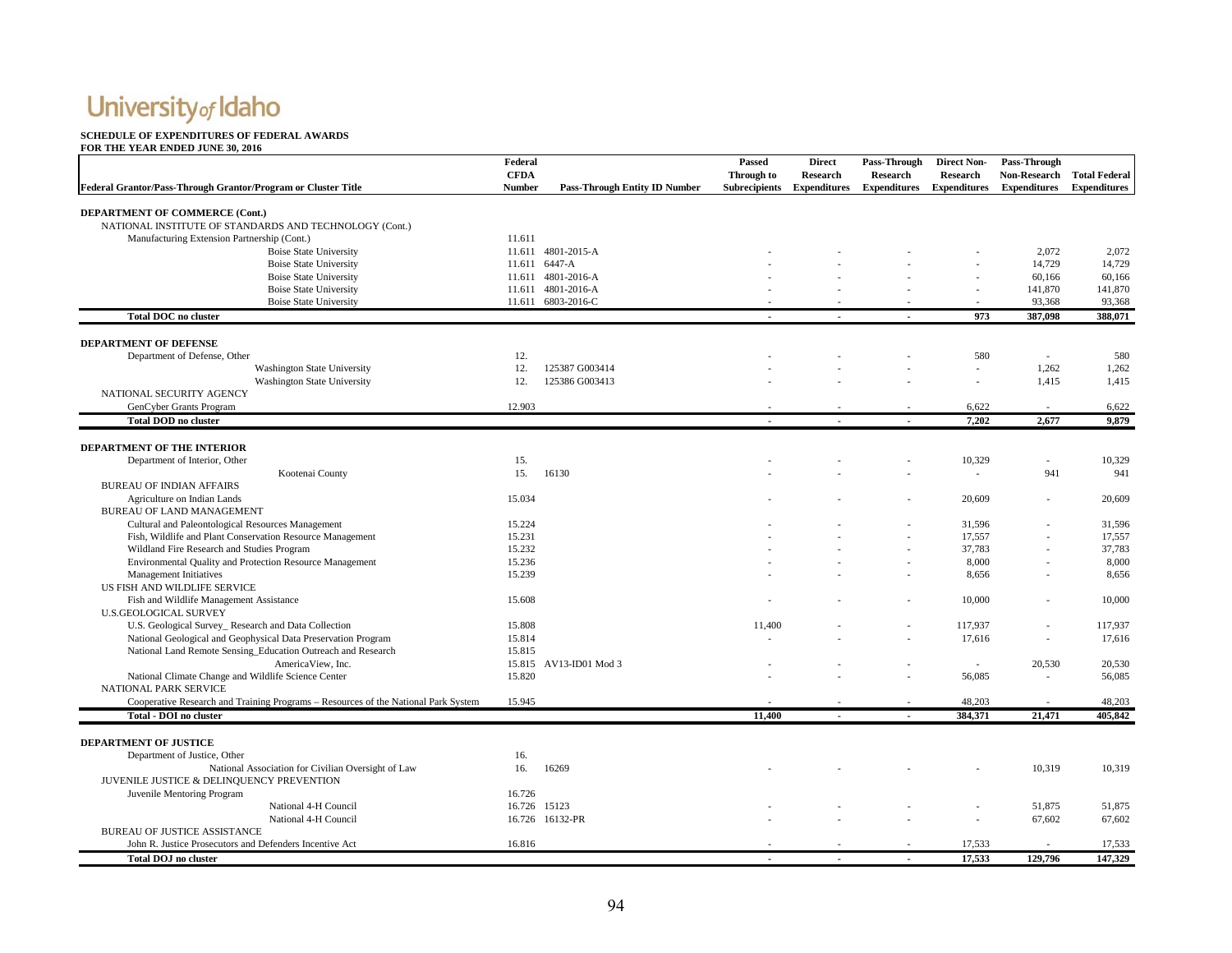University of Idaho

**SCHEDULE OF EXPENDITURES OF FEDERAL AWARDS**
**FOR THE YEAR ENDED JUNE 30, 2016**

| Federal Grantor/Pass-Through Grantor/Program or Cluster Title | Federal CFDA Number | Pass-Through Entity ID Number | Passed Through to Subrecipients | Direct Research Expenditures | Pass-Through Research Expenditures | Direct Non-Research Expenditures | Pass-Through Non-Research Expenditures | Total Federal Expenditures |
|---|---|---|---|---|---|---|---|---|
| **DEPARTMENT OF COMMERCE (Cont.)** | | | | | | | | |
| NATIONAL INSTITUTE OF STANDARDS AND TECHNOLOGY (Cont.) | | | | | | | | |
| Manufacturing Extension Partnership (Cont.) | 11.611 | | | | | | | |
| Boise State University | 11.611 | 4801-2015-A | - | - | - | - | 2,072 | 2,072 |
| Boise State University | 11.611 | 6447-A | - | - | - | - | 14,729 | 14,729 |
| Boise State University | 11.611 | 4801-2016-A | - | - | - | - | 60,166 | 60,166 |
| Boise State University | 11.611 | 4801-2016-A | - | - | - | - | 141,870 | 141,870 |
| Boise State University | 11.611 | 6803-2016-C | - | - | - | - | 93,368 | 93,368 |
| **Total DOC no cluster** | | | **-** | **-** | **-** | **973** | **387,098** | **388,071** |
| **DEPARTMENT OF DEFENSE** | | | | | | | | |
| Department of Defense, Other | 12. | | - | - | - | 580 | - | 580 |
| Washington State University | 12. | 125387 G003414 | - | - | - | - | 1,262 | 1,262 |
| Washington State University | 12. | 125386 G003413 | - | - | - | - | 1,415 | 1,415 |
| NATIONAL SECURITY AGENCY | | | | | | | | |
| GenCyber Grants Program | 12.903 | | - | - | - | 6,622 | - | 6,622 |
| **Total DOD no cluster** | | | **-** | **-** | **-** | **7,202** | **2,677** | **9,879** |
| **DEPARTMENT OF THE INTERIOR** | | | | | | | | |
| Department of Interior, Other | 15. | | - | - | - | 10,329 | - | 10,329 |
| Kootenai County | 15. | 16130 | - | - | - | - | 941 | 941 |
| BUREAU OF INDIAN AFFAIRS | | | | | | | | |
| Agriculture on Indian Lands | 15.034 | | - | - | - | 20,609 | - | 20,609 |
| BUREAU OF LAND MANAGEMENT | | | | | | | | |
| Cultural and Paleontological Resources Management | 15.224 | | - | - | - | 31,596 | - | 31,596 |
| Fish, Wildlife and Plant Conservation Resource Management | 15.231 | | - | - | - | 17,557 | - | 17,557 |
| Wildland Fire Research and Studies Program | 15.232 | | - | - | - | 37,783 | - | 37,783 |
| Environmental Quality and Protection Resource Management | 15.236 | | - | - | - | 8,000 | - | 8,000 |
| Management Initiatives | 15.239 | | - | - | - | 8,656 | - | 8,656 |
| US FISH AND WILDLIFE SERVICE | | | | | | | | |
| Fish and Wildlife Management Assistance | 15.608 | | - | - | - | 10,000 | - | 10,000 |
| U.S.GEOLOGICAL SURVEY | | | | | | | | |
| U.S. Geological Survey_ Research and Data Collection | 15.808 | | 11,400 | - | - | 117,937 | - | 117,937 |
| National Geological and Geophysical Data Preservation Program | 15.814 | | - | - | - | 17,616 | - | 17,616 |
| National Land Remote Sensing_Education Outreach and Research | 15.815 | | | | | | | |
| AmericaView, Inc. | 15.815 | AV13-ID01 Mod 3 | - | - | - | - | 20,530 | 20,530 |
| National Climate Change and Wildlife Science Center | 15.820 | | - | - | - | 56,085 | - | 56,085 |
| NATIONAL PARK SERVICE | | | | | | | | |
| Cooperative Research and Training Programs – Resources of the National Park System | 15.945 | | - | - | - | 48,203 | - | 48,203 |
| **Total - DOI no cluster** | | | **11,400** | **-** | **-** | **384,371** | **21,471** | **405,842** |
| **DEPARTMENT OF JUSTICE** | | | | | | | | |
| Department of Justice, Other | 16. | | | | | | | |
| National Association for Civilian Oversight of Law | 16. | 16269 | - | - | - | - | 10,319 | 10,319 |
| JUVENILE JUSTICE & DELINQUENCY PREVENTION | | | | | | | | |
| Juvenile Mentoring Program | 16.726 | | | | | | | |
| National 4-H Council | 16.726 | 15123 | - | - | - | - | 51,875 | 51,875 |
| National 4-H Council | 16.726 | 16132-PR | - | - | - | - | 67,602 | 67,602 |
| BUREAU OF JUSTICE ASSISTANCE | | | | | | | | |
| John R. Justice Prosecutors and Defenders Incentive Act | 16.816 | | - | - | - | 17,533 | - | 17,533 |
| **Total DOJ no cluster** | | | **-** | **-** | **-** | **17,533** | **129,796** | **147,329** |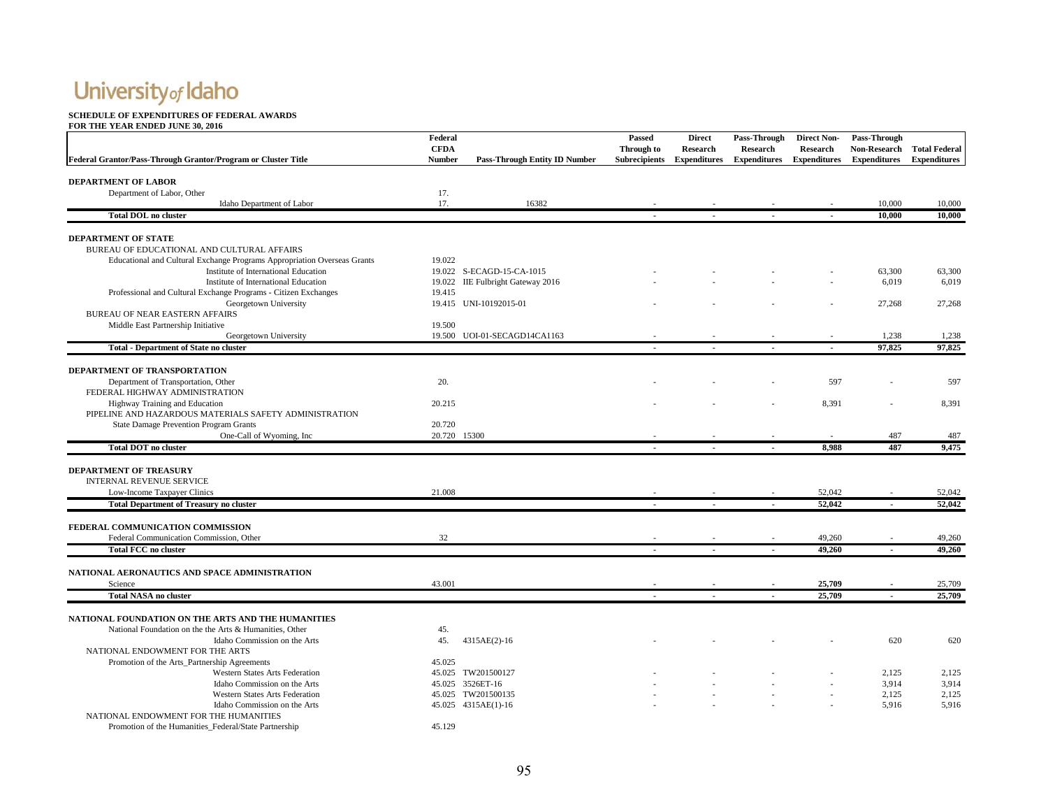University of Idaho

**SCHEDULE OF EXPENDITURES OF FEDERAL AWARDS**
**FOR THE YEAR ENDED JUNE 30, 2016**

| Federal Grantor/Pass-Through Grantor/Program or Cluster Title | Federal CFDA Number | Pass-Through Entity ID Number | Passed Through to Subrecipients | Direct Research Expenditures | Pass-Through Research Expenditures | Direct Non-Research Expenditures | Pass-Through Non-Research Expenditures | Total Federal Expenditures |
|---|---|---|---|---|---|---|---|---|
| **DEPARTMENT OF LABOR** | | | | | | | | |
| Department of Labor, Other | 17. | | | | | | | |
| Idaho Department of Labor | 17. | 16382 | - | - | - | - | 10,000 | 10,000 |
| **Total DOL no cluster** | | | - | - | - | - | 10,000 | 10,000 |
| **DEPARTMENT OF STATE** | | | | | | | | |
| BUREAU OF EDUCATIONAL AND CULTURAL AFFAIRS | | | | | | | | |
| Educational and Cultural Exchange Programs Appropriation Overseas Grants | 19.022 | | | | | | | |
| Institute of International Education | 19.022 | S-ECAGD-15-CA-1015 | - | - | - | - | 63,300 | 63,300 |
| Institute of International Education | 19.022 | IIE Fulbright Gateway 2016 | - | - | - | - | 6,019 | 6,019 |
| Professional and Cultural Exchange Programs - Citizen Exchanges | 19.415 | | | | | | | |
| Georgetown University | 19.415 | UNI-10192015-01 | - | - | - | - | 27,268 | 27,268 |
| BUREAU OF NEAR EASTERN AFFAIRS | | | | | | | | |
| Middle East Partnership Initiative | 19.500 | | | | | | | |
| Georgetown University | 19.500 | UOI-01-SECAGD14CA1163 | - | - | - | - | 1,238 | 1,238 |
| **Total - Department of State no cluster** | | | - | - | - | - | 97,825 | 97,825 |
| **DEPARTMENT OF TRANSPORTATION** | | | | | | | | |
| Department of Transportation, Other | 20. | | - | - | - | 597 | - | 597 |
| FEDERAL HIGHWAY ADMINISTRATION | | | | | | | | |
| Highway Training and Education | 20.215 | | - | - | - | 8,391 | - | 8,391 |
| PIPELINE AND HAZARDOUS MATERIALS SAFETY ADMINISTRATION | | | | | | | | |
| State Damage Prevention Program Grants | 20.720 | | | | | | | |
| One-Call of Wyoming, Inc | 20.720 | 15300 | - | - | - | - | 487 | 487 |
| **Total DOT no cluster** | | | - | - | - | 8,988 | 487 | 9,475 |
| **DEPARTMENT OF TREASURY** | | | | | | | | |
| INTERNAL REVENUE SERVICE | | | | | | | | |
| Low-Income Taxpayer Clinics | 21.008 | | - | - | - | 52,042 | - | 52,042 |
| **Total Department of Treasury no cluster** | | | - | - | - | 52,042 | - | 52,042 |
| **FEDERAL COMMUNICATION COMMISSION** | | | | | | | | |
| Federal Communication Commission, Other | 32 | | - | - | - | 49,260 | - | 49,260 |
| **Total FCC no cluster** | | | - | - | - | 49,260 | - | 49,260 |
| **NATIONAL AERONAUTICS AND SPACE ADMINISTRATION** | | | | | | | | |
| Science | 43.001 | | - | - | - | 25,709 | - | 25,709 |
| **Total NASA no cluster** | | | - | - | - | 25,709 | - | 25,709 |
| **NATIONAL FOUNDATION ON THE ARTS AND THE HUMANITIES** | | | | | | | | |
| National Foundation on the Arts & Humanities, Other | 45. | | | | | | | |
| Idaho Commission on the Arts | 45. | 4315AE(2)-16 | - | - | - | - | 620 | 620 |
| NATIONAL ENDOWMENT FOR THE ARTS | | | | | | | | |
| Promotion of the Arts_Partnership Agreements | 45.025 | | | | | | | |
| Western States Arts Federation | 45.025 | TW201500127 | - | - | - | - | 2,125 | 2,125 |
| Idaho Commission on the Arts | 45.025 | 3526ET-16 | - | - | - | - | 3,914 | 3,914 |
| Western States Arts Federation | 45.025 | TW201500135 | - | - | - | - | 2,125 | 2,125 |
| Idaho Commission on the Arts | 45.025 | 4315AE(1)-16 | - | - | - | - | 5,916 | 5,916 |
| NATIONAL ENDOWMENT FOR THE HUMANITIES | | | | | | | | |
| Promotion of the Humanities_Federal/State Partnership | 45.129 | | | | | | | |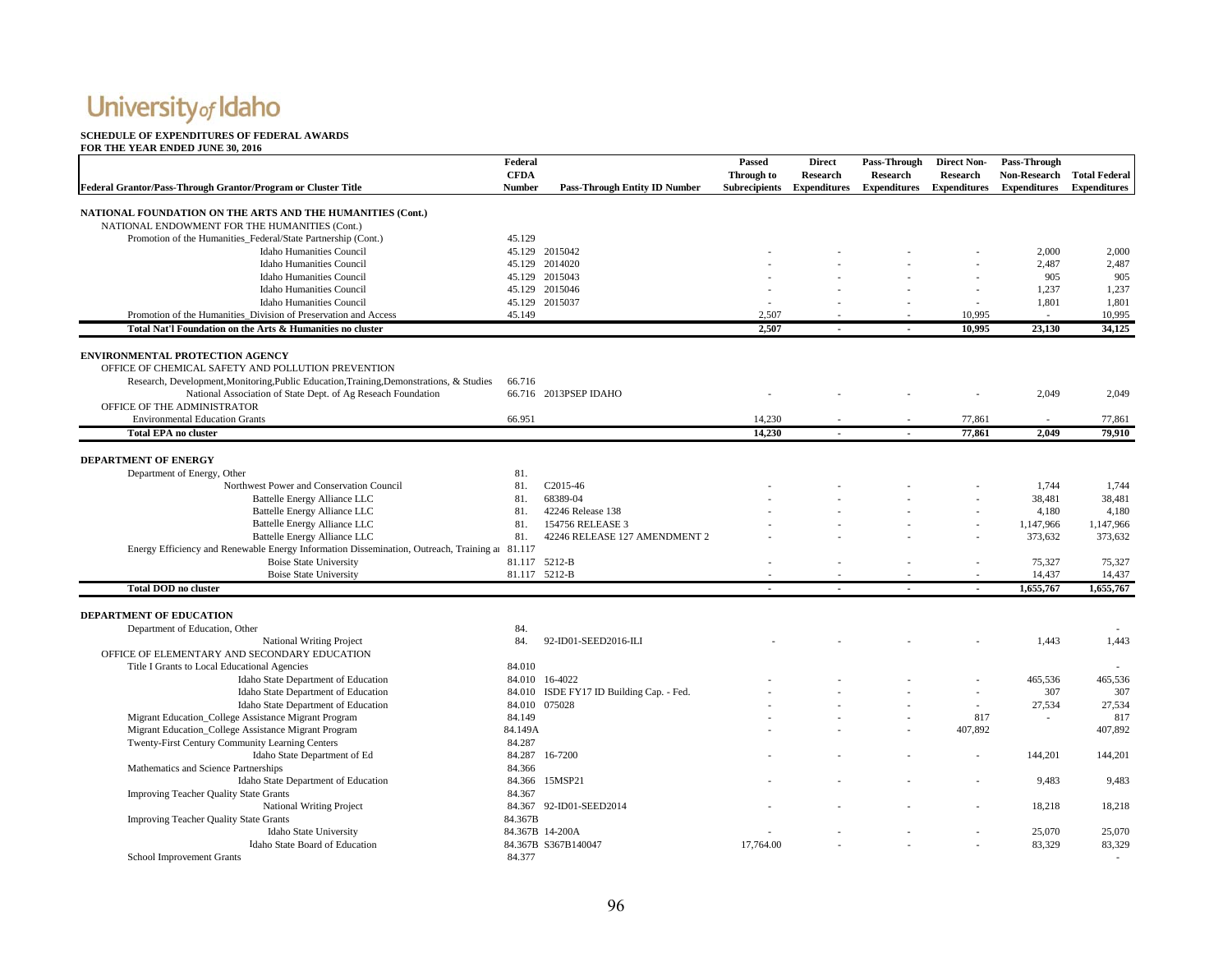University of Idaho

**SCHEDULE OF EXPENDITURES OF FEDERAL AWARDS**
**FOR THE YEAR ENDED JUNE 30, 2016**

| Federal Grantor/Pass-Through Grantor/Program or Cluster Title | Federal CFDA Number | Pass-Through Entity ID Number | Passed Through to Subrecipients | Direct Research Expenditures | Pass-Through Research Expenditures | Direct Non-Research Expenditures | Pass-Through Non-Research Expenditures | Total Federal Expenditures |
|---|---|---|---|---|---|---|---|---|
| **NATIONAL FOUNDATION ON THE ARTS AND THE HUMANITIES (Cont.)** | | | | | | | | |
| NATIONAL ENDOWMENT FOR THE HUMANITIES (Cont.) | | | | | | | | |
| Promotion of the Humanities_Federal/State Partnership (Cont.) | 45.129 | | | | | | | |
| Idaho Humanities Council | 45.129 | 2015042 | - | - | - | - | 2,000 | 2,000 |
| Idaho Humanities Council | 45.129 | 2014020 | - | - | - | - | 2,487 | 2,487 |
| Idaho Humanities Council | 45.129 | 2015043 | - | - | - | - | 905 | 905 |
| Idaho Humanities Council | 45.129 | 2015046 | - | - | - | - | 1,237 | 1,237 |
| Idaho Humanities Council | 45.129 | 2015037 | - | - | - | - | 1,801 | 1,801 |
| Promotion of the Humanities_Division of Preservation and Access | 45.149 | | 2,507 | - | - | 10,995 | - | 10,995 |
| **Total Nat'l Foundation on the Arts & Humanities no cluster** | | | **2,507** | **-** | **-** | **10,995** | **23,130** | **34,125** |
| **ENVIRONMENTAL PROTECTION AGENCY** | | | | | | | | |
| OFFICE OF CHEMICAL SAFETY AND POLLUTION PREVENTION | | | | | | | | |
| Research, Development,Monitoring,Public Education,Training,Demonstrations, & Studies | 66.716 | | | | | | | |
| National Association of State Dept. of Ag Reseach Foundation | 66.716 | 2013PSEP IDAHO | - | - | - | - | 2,049 | 2,049 |
| OFFICE OF THE ADMINISTRATOR | | | | | | | | |
| Environmental Education Grants | 66.951 | | 14,230 | - | - | 77,861 | - | 77,861 |
| **Total EPA no cluster** | | | **14,230** | **-** | **-** | **77,861** | **2,049** | **79,910** |
| **DEPARTMENT OF ENERGY** | | | | | | | | |
| Department of Energy, Other | 81. | | | | | | | |
| Northwest Power and Conservation Council | 81. | C2015-46 | - | - | - | - | 1,744 | 1,744 |
| Battelle Energy Alliance LLC | 81. | 68389-04 | - | - | - | - | 38,481 | 38,481 |
| Battelle Energy Alliance LLC | 81. | 42246 Release 138 | - | - | - | - | 4,180 | 4,180 |
| Battelle Energy Alliance LLC | 81. | 154756 RELEASE 3 | - | - | - | - | 1,147,966 | 1,147,966 |
| Battelle Energy Alliance LLC | 81. | 42246 RELEASE 127 AMENDMENT 2 | - | - | - | - | 373,632 | 373,632 |
| Energy Efficiency and Renewable Energy Information Dissemination, Outreach, Training ar | 81.117 | | | | | | | |
| Boise State University | 81.117 | 5212-B | - | - | - | - | 75,327 | 75,327 |
| Boise State University | 81.117 | 5212-B | - | - | - | - | 14,437 | 14,437 |
| **Total DOD no cluster** | | | **-** | **-** | **-** | **-** | **1,655,767** | **1,655,767** |
| **DEPARTMENT OF EDUCATION** | | | | | | | | |
| Department of Education, Other | 84. | | | | | | | - |
| National Writing Project | 84. | 92-ID01-SEED2016-ILI | - | - | - | - | 1,443 | 1,443 |
| OFFICE OF ELEMENTARY AND SECONDARY EDUCATION | | | | | | | | |
| Title I Grants to Local Educational Agencies | 84.010 | | | | | | | - |
| Idaho State Department of Education | 84.010 | 16-4022 | - | - | - | - | 465,536 | 465,536 |
| Idaho State Department of Education | 84.010 | ISDE FY17 ID Building Cap. - Fed. | - | - | - | - | 307 | 307 |
| Idaho State Department of Education | 84.010 | 075028 | - | - | - | - | 27,534 | 27,534 |
| Migrant Education_College Assistance Migrant Program | 84.149 | | - | - | - | 817 | - | 817 |
| Migrant Education_College Assistance Migrant Program | 84.149A | | - | - | - | 407,892 | | 407,892 |
| Twenty-First Century Community Learning Centers | 84.287 | | | | | | | |
| Idaho State Department of Ed | 84.287 | 16-7200 | - | - | - | - | 144,201 | 144,201 |
| Mathematics and Science Partnerships | 84.366 | | | | | | | |
| Idaho State Department of Education | 84.366 | 15MSP21 | - | - | - | - | 9,483 | 9,483 |
| Improving Teacher Quality State Grants | 84.367 | | | | | | | |
| National Writing Project | 84.367 | 92-ID01-SEED2014 | - | - | - | - | 18,218 | 18,218 |
| Improving Teacher Quality State Grants | 84.367B | | | | | | | |
| Idaho State University | 84.367B | 14-200A | - | - | - | - | 25,070 | 25,070 |
| Idaho State Board of Education | 84.367B | S367B140047 | 17,764.00 | - | - | - | 83,329 | 83,329 |
| School Improvement Grants | 84.377 | | | | | | | - |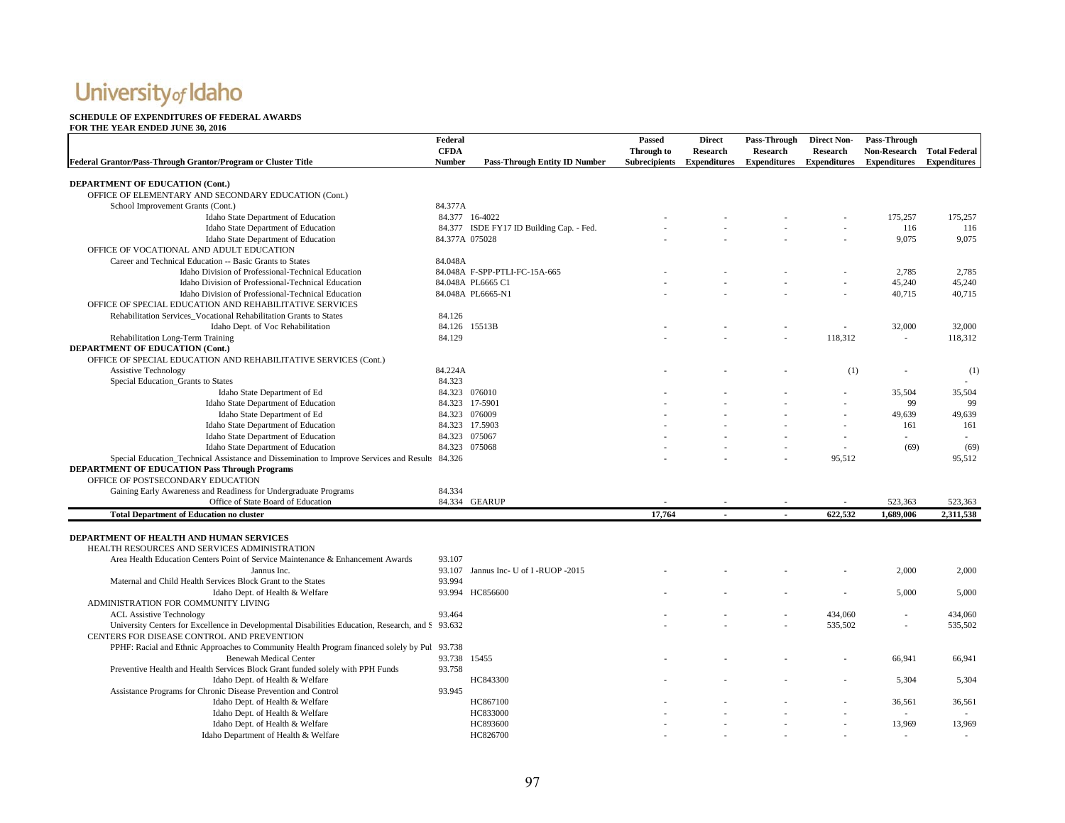# University of Idaho

**SCHEDULE OF EXPENDITURES OF FEDERAL AWARDS**
**FOR THE YEAR ENDED JUNE 30, 2016**

| Federal Grantor/Pass-Through Grantor/Program or Cluster Title | Federal CFDA Number | Pass-Through Entity ID Number | Passed Through to Subrecipients | Direct Research Expenditures | Pass-Through Research Expenditures | Direct Non-Research Expenditures | Pass-Through Non-Research Expenditures | Total Federal Expenditures |
|---|---|---|---|---|---|---|---|---|
| **DEPARTMENT OF EDUCATION (Cont.)** | | | | | | | | |
| OFFICE OF ELEMENTARY AND SECONDARY EDUCATION (Cont.) | | | | | | | | |
| School Improvement Grants (Cont.) | 84.377A | | | | | | | |
| Idaho State Department of Education | 84.377 | 16-4022 | - | - | - | - | 175,257 | 175,257 |
| Idaho State Department of Education | 84.377 | ISDE FY17 ID Building Cap. - Fed. | - | - | - | - | 116 | 116 |
| Idaho State Department of Education | 84.377A | 075028 | - | - | - | - | 9,075 | 9,075 |
| OFFICE OF VOCATIONAL AND ADULT EDUCATION | | | | | | | | |
| Career and Technical Education -- Basic Grants to States | 84.048A | | | | | | | |
| Idaho Division of Professional-Technical Education | 84.048A | F-SPP-PTLI-FC-15A-665 | - | - | - | - | 2,785 | 2,785 |
| Idaho Division of Professional-Technical Education | 84.048A | PL6665 C1 | - | - | - | - | 45,240 | 45,240 |
| Idaho Division of Professional-Technical Education | 84.048A | PL6665-N1 | - | - | - | - | 40,715 | 40,715 |
| OFFICE OF SPECIAL EDUCATION AND REHABILITATIVE SERVICES | | | | | | | | |
| Rehabilitation Services_Vocational Rehabilitation Grants to States | 84.126 | | | | | | | |
| Idaho Dept. of Voc Rehabilitation | 84.126 | 15513B | - | - | - | - | 32,000 | 32,000 |
| Rehabilitation Long-Term Training | 84.129 | | - | - | - | 118,312 | - | 118,312 |
| **DEPARTMENT OF EDUCATION (Cont.)** | | | | | | | | |
| OFFICE OF SPECIAL EDUCATION AND REHABILITATIVE SERVICES (Cont.) | | | | | | | | |
| Assistive Technology | 84.224A | | - | - | - | (1) | - | (1) |
| Special Education_Grants to States | 84.323 | | | | | | | - |
| Idaho State Department of Ed | 84.323 | 076010 | - | - | - | - | 35,504 | 35,504 |
| Idaho State Department of Education | 84.323 | 17-5901 | - | - | - | - | 99 | 99 |
| Idaho State Department of Ed | 84.323 | 076009 | - | - | - | - | 49,639 | 49,639 |
| Idaho State Department of Education | 84.323 | 17.5903 | - | - | - | - | 161 | 161 |
| Idaho State Department of Education | 84.323 | 075067 | - | - | - | - | - | - |
| Idaho State Department of Education | 84.323 | 075068 | - | - | - | - | (69) | (69) |
| Special Education_Technical Assistance and Dissemination to Improve Services and Results | 84.326 | | - | - | - | 95,512 | | 95,512 |
| **DEPARTMENT OF EDUCATION Pass Through Programs** | | | | | | | | |
| OFFICE OF POSTSECONDARY EDUCATION | | | | | | | | |
| Gaining Early Awareness and Readiness for Undergraduate Programs | 84.334 | | | | | | | |
| Office of State Board of Education | 84.334 | GEARUP | - | - | - | - | 523,363 | 523,363 |
| **Total Department of Education no cluster** | | | **17,764** | **-** | **-** | **622,532** | **1,689,006** | **2,311,538** |
| | | | | | | | | |
| **DEPARTMENT OF HEALTH AND HUMAN SERVICES** | | | | | | | | |
| HEALTH RESOURCES AND SERVICES ADMINISTRATION | | | | | | | | |
| Area Health Education Centers Point of Service Maintenance & Enhancement Awards | 93.107 | | | | | | | |
| Jannus Inc. | 93.107 | Jannus Inc- U of I -RUOP -2015 | - | - | - | - | 2,000 | 2,000 |
| Maternal and Child Health Services Block Grant to the States | 93.994 | | | | | | | |
| Idaho Dept. of Health & Welfare | 93.994 | HC856600 | - | - | - | - | 5,000 | 5,000 |
| ADMINISTRATION FOR COMMUNITY LIVING | | | | | | | | |
| ACL Assistive Technology | 93.464 | | - | - | - | 434,060 | - | 434,060 |
| University Centers for Excellence in Developmental Disabilities Education, Research, and S | 93.632 | | - | - | - | 535,502 | - | 535,502 |
| CENTERS FOR DISEASE CONTROL AND PREVENTION | | | | | | | | |
| PPHF: Racial and Ethnic Approaches to Community Health Program financed solely by Pul | 93.738 | | | | | | | |
| Benewah Medical Center | 93.738 | 15455 | - | - | - | - | 66,941 | 66,941 |
| Preventive Health and Health Services Block Grant funded solely with PPH Funds | 93.758 | | | | | | | |
| Idaho Dept. of Health & Welfare | | HC843300 | - | - | - | - | 5,304 | 5,304 |
| Assistance Programs for Chronic Disease Prevention and Control | 93.945 | | | | | | | |
| Idaho Dept. of Health & Welfare | | HC867100 | - | - | - | - | 36,561 | 36,561 |
| Idaho Dept. of Health & Welfare | | HC833000 | - | - | - | - | - | - |
| Idaho Dept. of Health & Welfare | | HC893600 | - | - | - | - | 13,969 | 13,969 |
| Idaho Department of Health & Welfare | | HC826700 | - | - | - | - | - | - |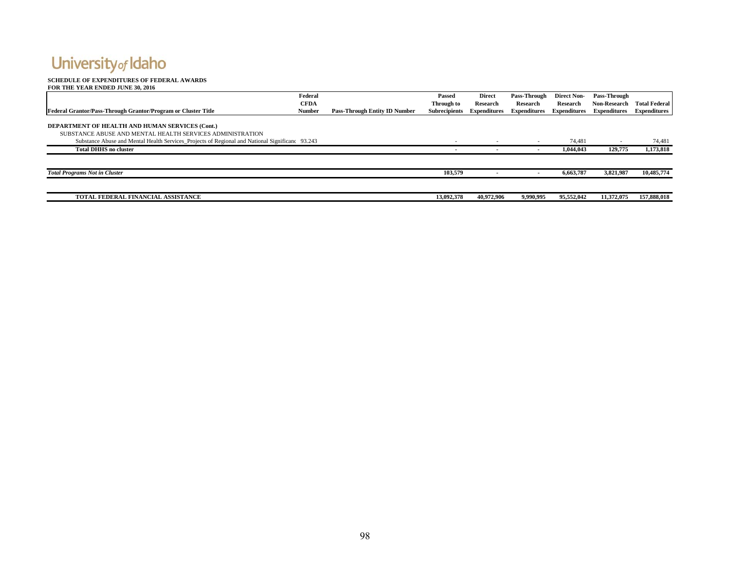University of Idaho

**SCHEDULE OF EXPENDITURES OF FEDERAL AWARDS**
**FOR THE YEAR ENDED JUNE 30, 2016**

| Federal Grantor/Pass-Through Grantor/Program or Cluster Title | Federal CFDA Number | Pass-Through Entity ID Number | Passed Through to Subrecipients | Direct Research Expenditures | Pass-Through Research Expenditures | Direct Non-Research Expenditures | Pass-Through Non-Research Expenditures | Total Federal Expenditures |
|---|---|---|---|---|---|---|---|---|
| **DEPARTMENT OF HEALTH AND HUMAN SERVICES (Cont.)** | | | | | | | | |
| SUBSTANCE ABUSE AND MENTAL HEALTH SERVICES ADMINISTRATION | | | | | | | | |
| Substance Abuse and Mental Health Services_Projects of Regional and National Significanc | 93.243 | | - | - | - | 74,481 | - | 74,481 |
| **Total DHHS no cluster** | | | **-** | **-** | **-** | **1,044,043** | **129,775** | **1,173,818** |
| ***Total Programs Not in Cluster*** | | | **103,579** | **-** | **-** | **6,663,787** | **3,821,987** | **10,485,774** |
| **TOTAL FEDERAL FINANCIAL ASSISTANCE** | | | **13,092,378** | **40,972,906** | **9,990,995** | **95,552,042** | **11,372,075** | **157,888,018** |